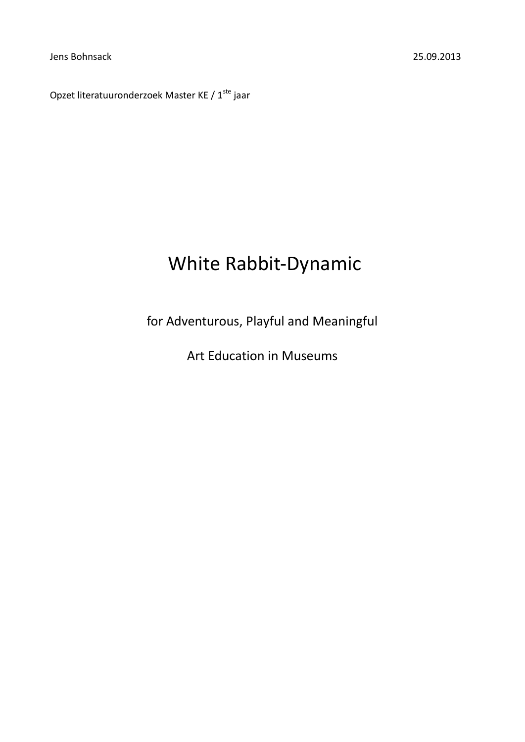Jens Bohnsack 25.09.2013

Opzet literatuuronderzoek Master KE / 1[ste] jaar

# White Rabbit-Dynamic

## for Adventurous, Playful and Meaningful

## Art Education in Museums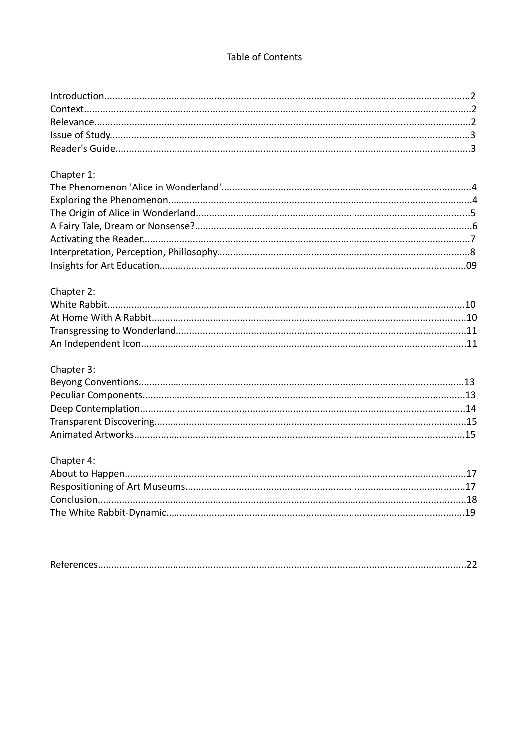# Table of Contents

Introduction.....2
Context.....2
Relevance.....2
Issue of Study.....3
Reader's Guide.....3

Chapter 1:
The Phenomenon 'Alice in Wonderland'.....4
Exploring the Phenomenon.....4
The Origin of Alice in Wonderland.....5
A Fairy Tale, Dream or Nonsense?.....6
Activating the Reader.....7
Interpretation, Perception, Phillosophy.....8
Insights for Art Education.....09

Chapter 2:
White Rabbit.....10
At Home With A Rabbit.....10
Transgressing to Wonderland.....11
An Independent Icon.....11

Chapter 3:
Beyong Conventions.....13
Peculiar Components.....13
Deep Contemplation.....14
Transparent Discovering.....15
Animated Artworks.....15

Chapter 4:
About to Happen.....17
Respositioning of Art Museums.....17
Conclusion.....18
The White Rabbit-Dynamic.....19

References.....22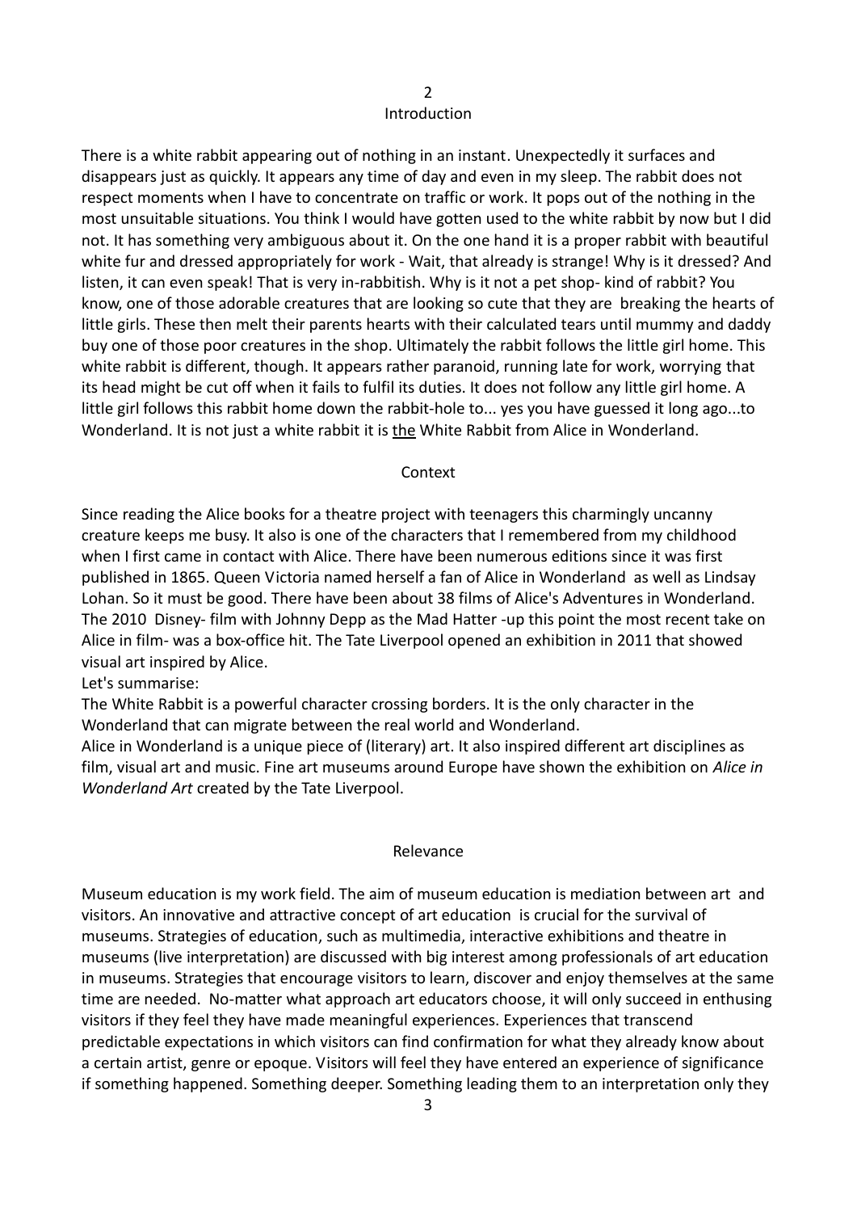## Introduction

There is a white rabbit appearing out of nothing in an instant. Unexpectedly it surfaces and disappears just as quickly. It appears any time of day and even in my sleep. The rabbit does not respect moments when I have to concentrate on traffic or work. It pops out of the nothing in the most unsuitable situations. You think I would have gotten used to the white rabbit by now but I did not. It has something very ambiguous about it. On the one hand it is a proper rabbit with beautiful white fur and dressed appropriately for work - Wait, that already is strange! Why is it dressed? And listen, it can even speak! That is very in-rabbitish. Why is it not a pet shop- kind of rabbit? You know, one of those adorable creatures that are looking so cute that they are breaking the hearts of little girls. These then melt their parents hearts with their calculated tears until mummy and daddy buy one of those poor creatures in the shop. Ultimately the rabbit follows the little girl home. This white rabbit is different, though. It appears rather paranoid, running late for work, worrying that its head might be cut off when it fails to fulfil its duties. It does not follow any little girl home. A little girl follows this rabbit home down the rabbit-hole to... yes you have guessed it long ago...to Wonderland. It is not just a white rabbit it is <u>the</u> White Rabbit from Alice in Wonderland.

## Context

Since reading the Alice books for a theatre project with teenagers this charmingly uncanny creature keeps me busy. It also is one of the characters that I remembered from my childhood when I first came in contact with Alice. There have been numerous editions since it was first published in 1865. Queen Victoria named herself a fan of Alice in Wonderland as well as Lindsay Lohan. So it must be good. There have been about 38 films of Alice's Adventures in Wonderland. The 2010 Disney- film with Johnny Depp as the Mad Hatter -up this point the most recent take on Alice in film- was a box-office hit. The Tate Liverpool opened an exhibition in 2011 that showed visual art inspired by Alice.

Let's summarise:

The White Rabbit is a powerful character crossing borders. It is the only character in the Wonderland that can migrate between the real world and Wonderland.

Alice in Wonderland is a unique piece of (literary) art. It also inspired different art disciplines as film, visual art and music. Fine art museums around Europe have shown the exhibition on *Alice in Wonderland Art* created by the Tate Liverpool.

## Relevance

Museum education is my work field. The aim of museum education is mediation between art and visitors. An innovative and attractive concept of art education is crucial for the survival of museums. Strategies of education, such as multimedia, interactive exhibitions and theatre in museums (live interpretation) are discussed with big interest among professionals of art education in museums. Strategies that encourage visitors to learn, discover and enjoy themselves at the same time are needed. No-matter what approach art educators choose, it will only succeed in enthusing visitors if they feel they have made meaningful experiences. Experiences that transcend predictable expectations in which visitors can find confirmation for what they already know about a certain artist, genre or epoque. Visitors will feel they have entered an experience of significance if something happened. Something deeper. Something leading them to an interpretation only they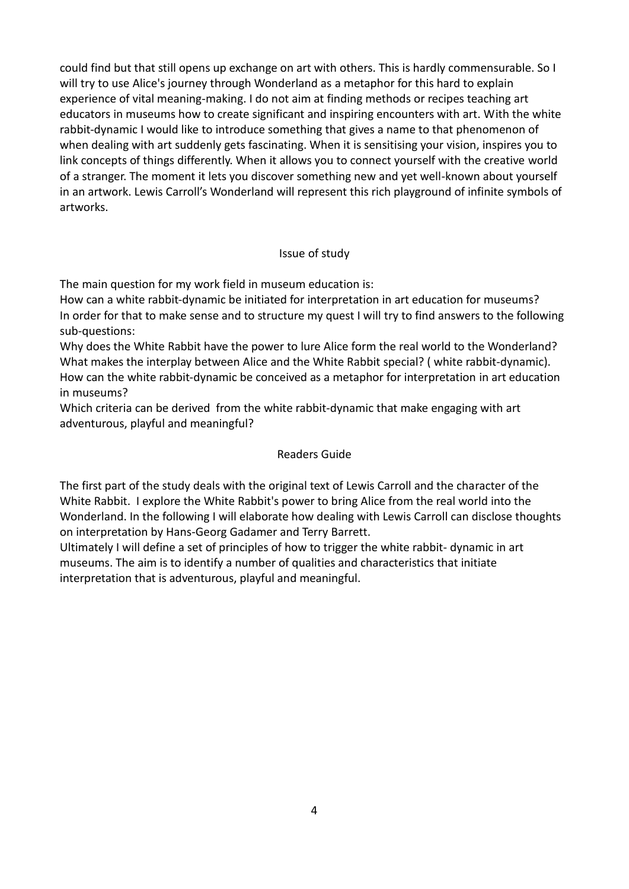could find but that still opens up exchange on art with others. This is hardly commensurable. So I will try to use Alice's journey through Wonderland as a metaphor for this hard to explain experience of vital meaning-making. I do not aim at finding methods or recipes teaching art educators in museums how to create significant and inspiring encounters with art. With the white rabbit-dynamic I would like to introduce something that gives a name to that phenomenon of when dealing with art suddenly gets fascinating. When it is sensitising your vision, inspires you to link concepts of things differently. When it allows you to connect yourself with the creative world of a stranger. The moment it lets you discover something new and yet well-known about yourself in an artwork. Lewis Carroll's Wonderland will represent this rich playground of infinite symbols of artworks.

## Issue of study

The main question for my work field in museum education is:
How can a white rabbit-dynamic be initiated for interpretation in art education for museums?
In order for that to make sense and to structure my quest I will try to find answers to the following sub-questions:
Why does the White Rabbit have the power to lure Alice form the real world to the Wonderland?
What makes the interplay between Alice and the White Rabbit special? ( white rabbit-dynamic).
How can the white rabbit-dynamic be conceived as a metaphor for interpretation in art education in museums?
Which criteria can be derived from the white rabbit-dynamic that make engaging with art adventurous, playful and meaningful?

## Readers Guide

The first part of the study deals with the original text of Lewis Carroll and the character of the White Rabbit. I explore the White Rabbit's power to bring Alice from the real world into the Wonderland. In the following I will elaborate how dealing with Lewis Carroll can disclose thoughts on interpretation by Hans-Georg Gadamer and Terry Barrett.
Ultimately I will define a set of principles of how to trigger the white rabbit- dynamic in art museums. The aim is to identify a number of qualities and characteristics that initiate interpretation that is adventurous, playful and meaningful.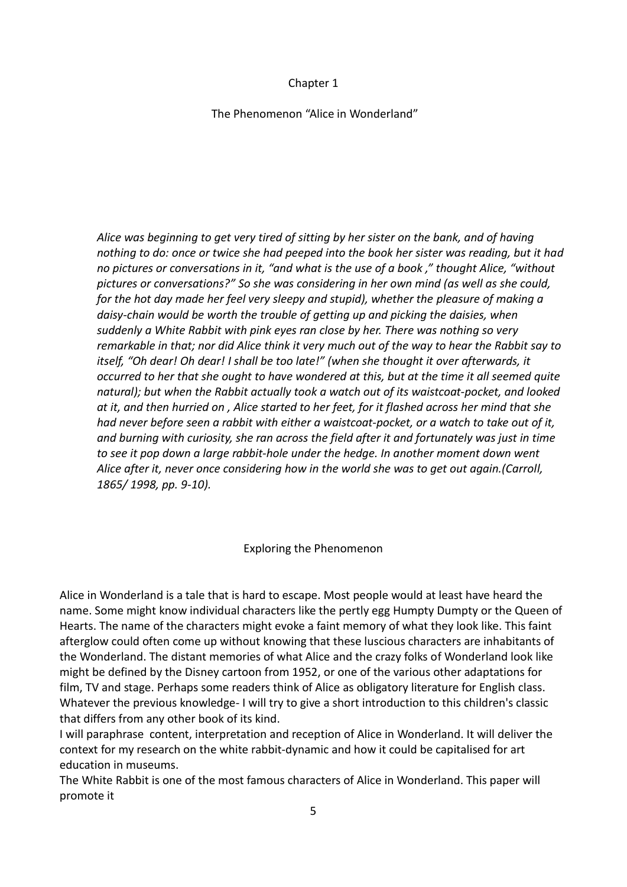# Chapter 1

## The Phenomenon "Alice in Wonderland"

*Alice was beginning to get very tired of sitting by her sister on the bank, and of having nothing to do: once or twice she had peeped into the book her sister was reading, but it had no pictures or conversations in it, "and what is the use of a book ," thought Alice, "without pictures or conversations?" So she was considering in her own mind (as well as she could, for the hot day made her feel very sleepy and stupid), whether the pleasure of making a daisy-chain would be worth the trouble of getting up and picking the daisies, when suddenly a White Rabbit with pink eyes ran close by her. There was nothing so very remarkable in that; nor did Alice think it very much out of the way to hear the Rabbit say to itself, "Oh dear! Oh dear! I shall be too late!" (when she thought it over afterwards, it occurred to her that she ought to have wondered at this, but at the time it all seemed quite natural); but when the Rabbit actually took a watch out of its waistcoat-pocket, and looked at it, and then hurried on , Alice started to her feet, for it flashed across her mind that she had never before seen a rabbit with either a waistcoat-pocket, or a watch to take out of it, and burning with curiosity, she ran across the field after it and fortunately was just in time to see it pop down a large rabbit-hole under the hedge. In another moment down went Alice after it, never once considering how in the world she was to get out again.(Carroll, 1865/ 1998, pp. 9-10).*

### Exploring the Phenomenon

Alice in Wonderland is a tale that is hard to escape. Most people would at least have heard the name. Some might know individual characters like the pertly egg Humpty Dumpty or the Queen of Hearts. The name of the characters might evoke a faint memory of what they look like. This faint afterglow could often come up without knowing that these luscious characters are inhabitants of the Wonderland. The distant memories of what Alice and the crazy folks of Wonderland look like might be defined by the Disney cartoon from 1952, or one of the various other adaptations for film, TV and stage. Perhaps some readers think of Alice as obligatory literature for English class. Whatever the previous knowledge- I will try to give a short introduction to this children's classic that differs from any other book of its kind.

I will paraphrase content, interpretation and reception of Alice in Wonderland. It will deliver the context for my research on the white rabbit-dynamic and how it could be capitalised for art education in museums.

The White Rabbit is one of the most famous characters of Alice in Wonderland. This paper will promote it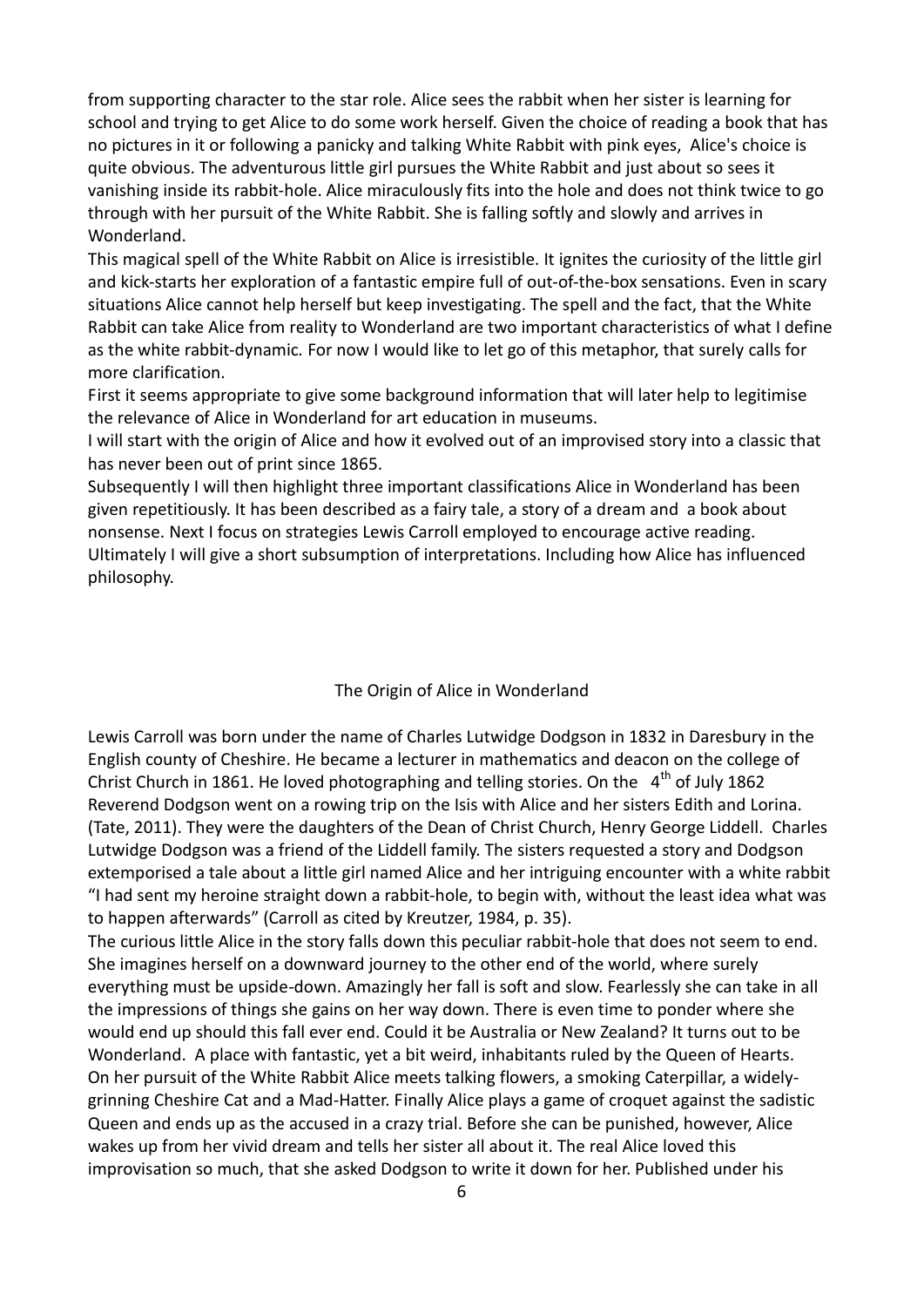from supporting character to the star role. Alice sees the rabbit when her sister is learning for school and trying to get Alice to do some work herself. Given the choice of reading a book that has no pictures in it or following a panicky and talking White Rabbit with pink eyes, Alice's choice is quite obvious. The adventurous little girl pursues the White Rabbit and just about so sees it vanishing inside its rabbit-hole. Alice miraculously fits into the hole and does not think twice to go through with her pursuit of the White Rabbit. She is falling softly and slowly and arrives in Wonderland.

This magical spell of the White Rabbit on Alice is irresistible. It ignites the curiosity of the little girl and kick-starts her exploration of a fantastic empire full of out-of-the-box sensations. Even in scary situations Alice cannot help herself but keep investigating. The spell and the fact, that the White Rabbit can take Alice from reality to Wonderland are two important characteristics of what I define as the white rabbit-dynamic. For now I would like to let go of this metaphor, that surely calls for more clarification.

First it seems appropriate to give some background information that will later help to legitimise the relevance of Alice in Wonderland for art education in museums.

I will start with the origin of Alice and how it evolved out of an improvised story into a classic that has never been out of print since 1865.

Subsequently I will then highlight three important classifications Alice in Wonderland has been given repetitiously. It has been described as a fairy tale, a story of a dream and a book about nonsense. Next I focus on strategies Lewis Carroll employed to encourage active reading. Ultimately I will give a short subsumption of interpretations. Including how Alice has influenced philosophy.

## The Origin of Alice in Wonderland

Lewis Carroll was born under the name of Charles Lutwidge Dodgson in 1832 in Daresbury in the English county of Cheshire. He became a lecturer in mathematics and deacon on the college of Christ Church in 1861. He loved photographing and telling stories. On the 4th of July 1862 Reverend Dodgson went on a rowing trip on the Isis with Alice and her sisters Edith and Lorina. (Tate, 2011). They were the daughters of the Dean of Christ Church, Henry George Liddell. Charles Lutwidge Dodgson was a friend of the Liddell family. The sisters requested a story and Dodgson extemporised a tale about a little girl named Alice and her intriguing encounter with a white rabbit "I had sent my heroine straight down a rabbit-hole, to begin with, without the least idea what was to happen afterwards" (Carroll as cited by Kreutzer, 1984, p. 35).

The curious little Alice in the story falls down this peculiar rabbit-hole that does not seem to end. She imagines herself on a downward journey to the other end of the world, where surely everything must be upside-down. Amazingly her fall is soft and slow. Fearlessly she can take in all the impressions of things she gains on her way down. There is even time to ponder where she would end up should this fall ever end. Could it be Australia or New Zealand? It turns out to be Wonderland. A place with fantastic, yet a bit weird, inhabitants ruled by the Queen of Hearts. On her pursuit of the White Rabbit Alice meets talking flowers, a smoking Caterpillar, a widely-grinning Cheshire Cat and a Mad-Hatter. Finally Alice plays a game of croquet against the sadistic Queen and ends up as the accused in a crazy trial. Before she can be punished, however, Alice wakes up from her vivid dream and tells her sister all about it. The real Alice loved this improvisation so much, that she asked Dodgson to write it down for her. Published under his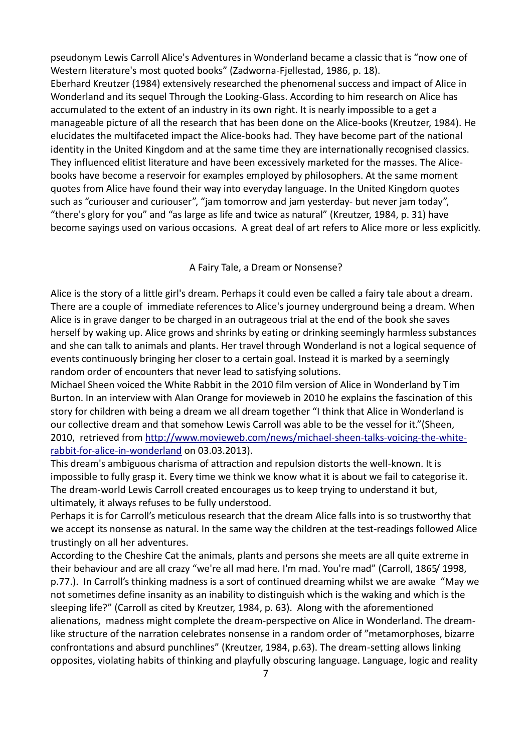pseudonym Lewis Carroll Alice's Adventures in Wonderland became a classic that is "now one of Western literature's most quoted books" (Zadworna-Fjellestad, 1986, p. 18).

Eberhard Kreutzer (1984) extensively researched the phenomenal success and impact of Alice in Wonderland and its sequel Through the Looking-Glass. According to him research on Alice has accumulated to the extent of an industry in its own right. It is nearly impossible to a get a manageable picture of all the research that has been done on the Alice-books (Kreutzer, 1984). He elucidates the multifaceted impact the Alice-books had. They have become part of the national identity in the United Kingdom and at the same time they are internationally recognised classics. They influenced elitist literature and have been excessively marketed for the masses. The Alice-books have become a reservoir for examples employed by philosophers. At the same moment quotes from Alice have found their way into everyday language. In the United Kingdom quotes such as "curiouser and curiouser", "jam tomorrow and jam yesterday- but never jam today", "there's glory for you" and "as large as life and twice as natural" (Kreutzer, 1984, p. 31) have become sayings used on various occasions. A great deal of art refers to Alice more or less explicitly.

## A Fairy Tale, a Dream or Nonsense?

Alice is the story of a little girl's dream. Perhaps it could even be called a fairy tale about a dream. There are a couple of immediate references to Alice's journey underground being a dream. When Alice is in grave danger to be charged in an outrageous trial at the end of the book she saves herself by waking up. Alice grows and shrinks by eating or drinking seemingly harmless substances and she can talk to animals and plants. Her travel through Wonderland is not a logical sequence of events continuously bringing her closer to a certain goal. Instead it is marked by a seemingly random order of encounters that never lead to satisfying solutions.

Michael Sheen voiced the White Rabbit in the 2010 film version of Alice in Wonderland by Tim Burton. In an interview with Alan Orange for movieweb in 2010 he explains the fascination of this story for children with being a dream we all dream together "I think that Alice in Wonderland is our collective dream and that somehow Lewis Carroll was able to be the vessel for it."(Sheen, 2010, retrieved from http://www.movieweb.com/news/michael-sheen-talks-voicing-the-white-rabbit-for-alice-in-wonderland on 03.03.2013).

This dream's ambiguous charisma of attraction and repulsion distorts the well-known. It is impossible to fully grasp it. Every time we think we know what it is about we fail to categorise it. The dream-world Lewis Carroll created encourages us to keep trying to understand it but, ultimately, it always refuses to be fully understood.

Perhaps it is for Carroll's meticulous research that the dream Alice falls into is so trustworthy that we accept its nonsense as natural. In the same way the children at the test-readings followed Alice trustingly on all her adventures.

According to the Cheshire Cat the animals, plants and persons she meets are all quite extreme in their behaviour and are all crazy "we're all mad here. I'm mad. You're mad" (Carroll, 1865/ 1998, p.77.). In Carroll's thinking madness is a sort of continued dreaming whilst we are awake "May we not sometimes define insanity as an inability to distinguish which is the waking and which is the sleeping life?" (Carroll as cited by Kreutzer, 1984, p. 63). Along with the aforementioned alienations, madness might complete the dream-perspective on Alice in Wonderland. The dream-like structure of the narration celebrates nonsense in a random order of "metamorphoses, bizarre confrontations and absurd punchlines" (Kreutzer, 1984, p.63). The dream-setting allows linking opposites, violating habits of thinking and playfully obscuring language. Language, logic and reality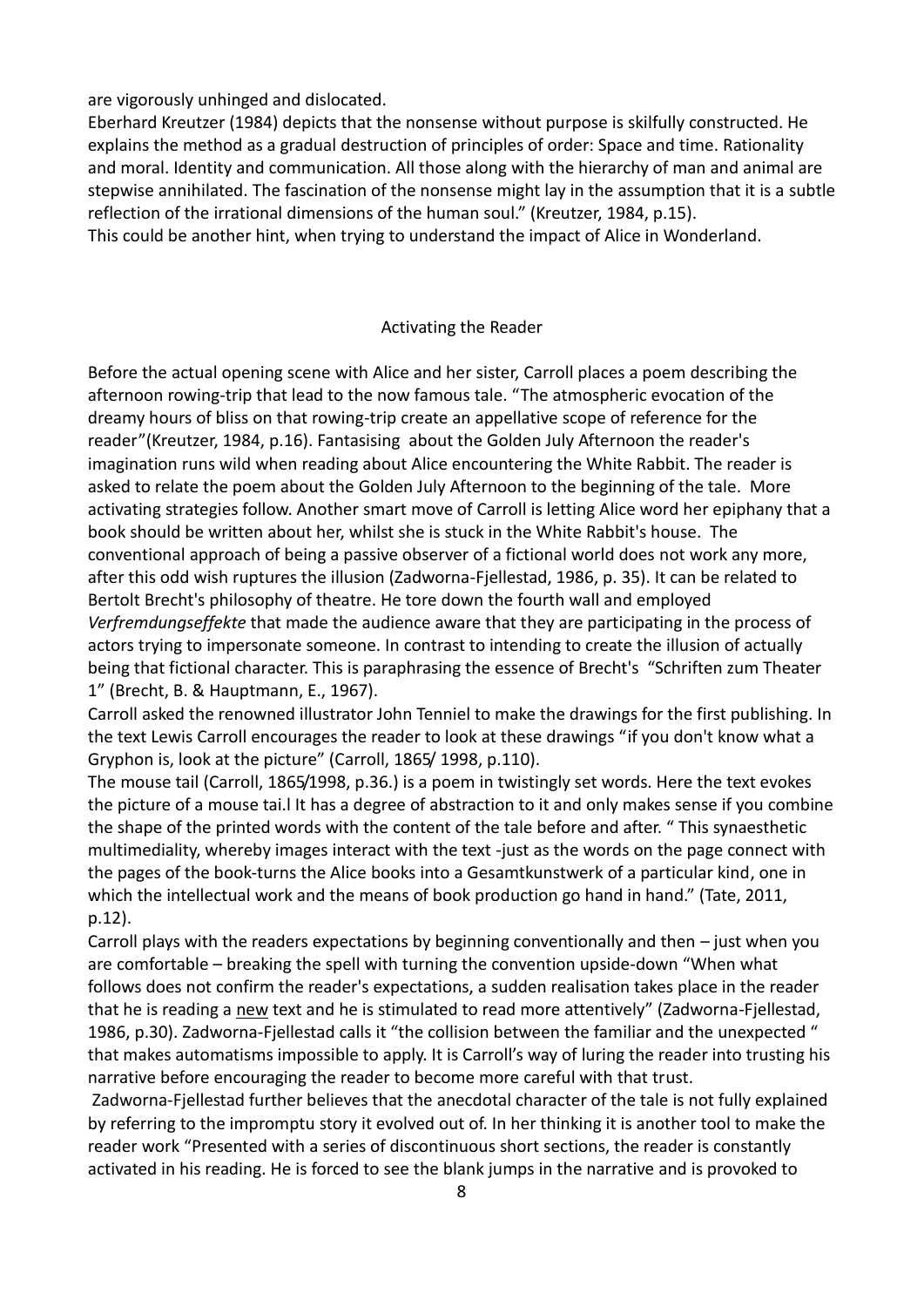are vigorously unhinged and dislocated.

Eberhard Kreutzer (1984) depicts that the nonsense without purpose is skilfully constructed. He explains the method as a gradual destruction of principles of order: Space and time. Rationality and moral. Identity and communication. All those along with the hierarchy of man and animal are stepwise annihilated. The fascination of the nonsense might lay in the assumption that it is a subtle reflection of the irrational dimensions of the human soul." (Kreutzer, 1984, p.15).

This could be another hint, when trying to understand the impact of Alice in Wonderland.

## Activating the Reader

Before the actual opening scene with Alice and her sister, Carroll places a poem describing the afternoon rowing-trip that lead to the now famous tale. "The atmospheric evocation of the dreamy hours of bliss on that rowing-trip create an appellative scope of reference for the reader"(Kreutzer, 1984, p.16). Fantasising about the Golden July Afternoon the reader's imagination runs wild when reading about Alice encountering the White Rabbit. The reader is asked to relate the poem about the Golden July Afternoon to the beginning of the tale. More activating strategies follow. Another smart move of Carroll is letting Alice word her epiphany that a book should be written about her, whilst she is stuck in the White Rabbit's house. The conventional approach of being a passive observer of a fictional world does not work any more, after this odd wish ruptures the illusion (Zadworna-Fjellestad, 1986, p. 35). It can be related to Bertolt Brecht's philosophy of theatre. He tore down the fourth wall and employed *Verfremdungseffekte* that made the audience aware that they are participating in the process of actors trying to impersonate someone. In contrast to intending to create the illusion of actually being that fictional character. This is paraphrasing the essence of Brecht's "Schriften zum Theater 1" (Brecht, B. & Hauptmann, E., 1967).

Carroll asked the renowned illustrator John Tenniel to make the drawings for the first publishing. In the text Lewis Carroll encourages the reader to look at these drawings "if you don't know what a Gryphon is, look at the picture" (Carroll, 1865/ 1998, p.110).

The mouse tail (Carroll, 1865/1998, p.36.) is a poem in twistingly set words. Here the text evokes the picture of a mouse tai.l It has a degree of abstraction to it and only makes sense if you combine the shape of the printed words with the content of the tale before and after. " This synaesthetic multimediality, whereby images interact with the text -just as the words on the page connect with the pages of the book-turns the Alice books into a Gesamtkunstwerk of a particular kind, one in which the intellectual work and the means of book production go hand in hand." (Tate, 2011, p.12).

Carroll plays with the readers expectations by beginning conventionally and then – just when you are comfortable – breaking the spell with turning the convention upside-down "When what follows does not confirm the reader's expectations, a sudden realisation takes place in the reader that he is reading a new text and he is stimulated to read more attentively" (Zadworna-Fjellestad, 1986, p.30). Zadworna-Fjellestad calls it "the collision between the familiar and the unexpected " that makes automatisms impossible to apply. It is Carroll's way of luring the reader into trusting his narrative before encouraging the reader to become more careful with that trust.

Zadworna-Fjellestad further believes that the anecdotal character of the tale is not fully explained by referring to the impromptu story it evolved out of. In her thinking it is another tool to make the reader work "Presented with a series of discontinuous short sections, the reader is constantly activated in his reading. He is forced to see the blank jumps in the narrative and is provoked to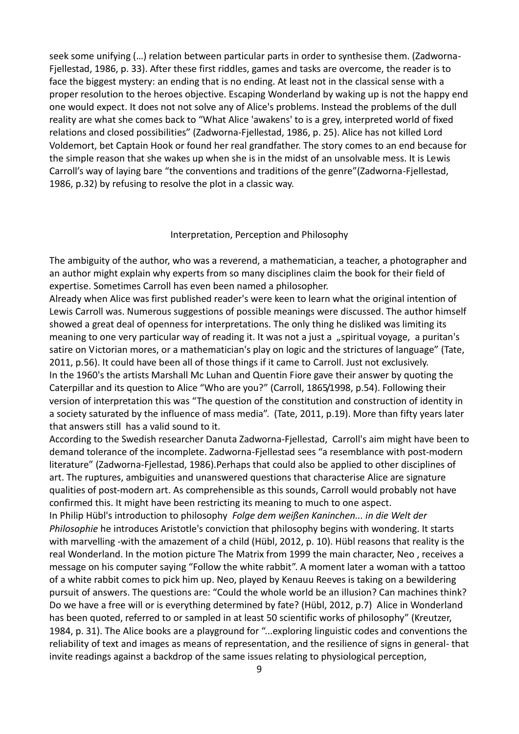seek some unifying (…) relation between particular parts in order to synthesise them. (Zadworna-Fjellestad, 1986, p. 33). After these first riddles, games and tasks are overcome, the reader is to face the biggest mystery: an ending that is no ending. At least not in the classical sense with a proper resolution to the heroes objective. Escaping Wonderland by waking up is not the happy end one would expect. It does not not solve any of Alice's problems. Instead the problems of the dull reality are what she comes back to "What Alice 'awakens' to is a grey, interpreted world of fixed relations and closed possibilities" (Zadworna-Fjellestad, 1986, p. 25). Alice has not killed Lord Voldemort, bet Captain Hook or found her real grandfather. The story comes to an end because for the simple reason that she wakes up when she is in the midst of an unsolvable mess. It is Lewis Carroll's way of laying bare "the conventions and traditions of the genre"(Zadworna-Fjellestad, 1986, p.32) by refusing to resolve the plot in a classic way.

## Interpretation, Perception and Philosophy

The ambiguity of the author, who was a reverend, a mathematician, a teacher, a photographer and an author might explain why experts from so many disciplines claim the book for their field of expertise. Sometimes Carroll has even been named a philosopher.
Already when Alice was first published reader's were keen to learn what the original intention of Lewis Carroll was. Numerous suggestions of possible meanings were discussed. The author himself showed a great deal of openness for interpretations. The only thing he disliked was limiting its meaning to one very particular way of reading it. It was not a just a „spiritual voyage, a puritan's satire on Victorian mores, or a mathematician's play on logic and the strictures of language" (Tate, 2011, p.56). It could have been all of those things if it came to Carroll. Just not exclusively.
In the 1960's the artists Marshall Mc Luhan and Quentin Fiore gave their answer by quoting the Caterpillar and its question to Alice "Who are you?" (Carroll, 1865/1998, p.54). Following their version of interpretation this was "The question of the constitution and construction of identity in a society saturated by the influence of mass media". (Tate, 2011, p.19). More than fifty years later that answers still has a valid sound to it.
According to the Swedish researcher Danuta Zadworna-Fjellestad, Carroll's aim might have been to demand tolerance of the incomplete. Zadworna-Fjellestad sees "a resemblance with post-modern literature" (Zadworna-Fjellestad, 1986).Perhaps that could also be applied to other disciplines of art. The ruptures, ambiguities and unanswered questions that characterise Alice are signature qualities of post-modern art. As comprehensible as this sounds, Carroll would probably not have confirmed this. It might have been restricting its meaning to much to one aspect.
In Philip Hübl's introduction to philosophy *Folge dem weißen Kaninchen... in die Welt der Philosophie* he introduces Aristotle's conviction that philosophy begins with wondering. It starts with marvelling -with the amazement of a child (Hübl, 2012, p. 10). Hübl reasons that reality is the real Wonderland. In the motion picture The Matrix from 1999 the main character, Neo , receives a message on his computer saying "Follow the white rabbit". A moment later a woman with a tattoo of a white rabbit comes to pick him up. Neo, played by Kenauu Reeves is taking on a bewildering pursuit of answers. The questions are: "Could the whole world be an illusion? Can machines think? Do we have a free will or is everything determined by fate? (Hübl, 2012, p.7) Alice in Wonderland has been quoted, referred to or sampled in at least 50 scientific works of philosophy" (Kreutzer, 1984, p. 31). The Alice books are a playground for "...exploring linguistic codes and conventions the reliability of text and images as means of representation, and the resilience of signs in general- that invite readings against a backdrop of the same issues relating to physiological perception,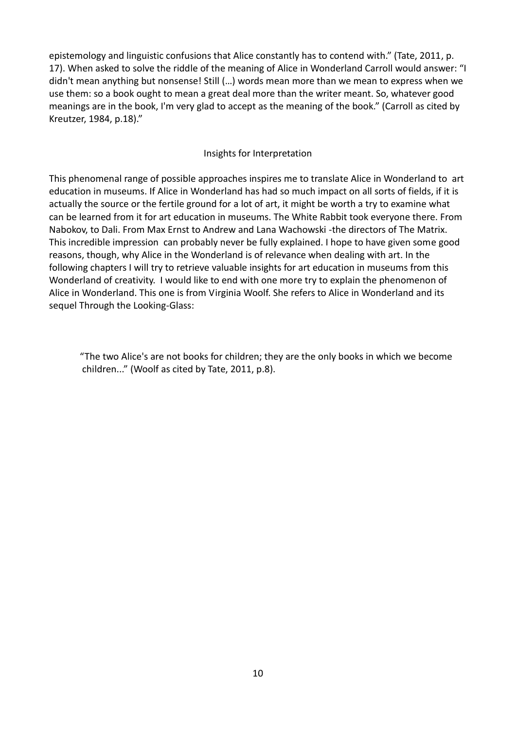epistemology and linguistic confusions that Alice constantly has to contend with." (Tate, 2011, p. 17). When asked to solve the riddle of the meaning of Alice in Wonderland Carroll would answer: "I didn't mean anything but nonsense! Still (…) words mean more than we mean to express when we use them: so a book ought to mean a great deal more than the writer meant. So, whatever good meanings are in the book, I'm very glad to accept as the meaning of the book." (Carroll as cited by Kreutzer, 1984, p.18)."

## Insights for Interpretation

This phenomenal range of possible approaches inspires me to translate Alice in Wonderland to art education in museums. If Alice in Wonderland has had so much impact on all sorts of fields, if it is actually the source or the fertile ground for a lot of art, it might be worth a try to examine what can be learned from it for art education in museums. The White Rabbit took everyone there. From Nabokov, to Dali. From Max Ernst to Andrew and Lana Wachowski -the directors of The Matrix. This incredible impression can probably never be fully explained. I hope to have given some good reasons, though, why Alice in the Wonderland is of relevance when dealing with art. In the following chapters I will try to retrieve valuable insights for art education in museums from this Wonderland of creativity. I would like to end with one more try to explain the phenomenon of Alice in Wonderland. This one is from Virginia Woolf. She refers to Alice in Wonderland and its sequel Through the Looking-Glass:

> "The two Alice's are not books for children; they are the only books in which we become children..." (Woolf as cited by Tate, 2011, p.8).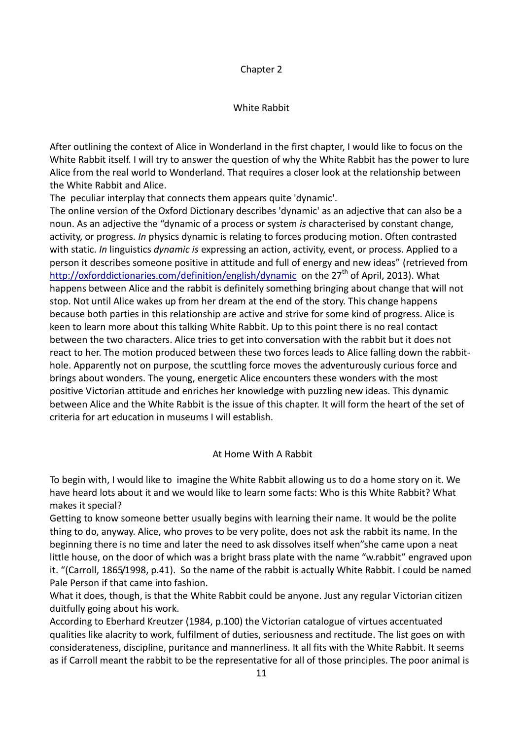## Chapter 2

## White Rabbit

After outlining the context of Alice in Wonderland in the first chapter, I would like to focus on the White Rabbit itself. I will try to answer the question of why the White Rabbit has the power to lure Alice from the real world to Wonderland. That requires a closer look at the relationship between the White Rabbit and Alice.

The peculiar interplay that connects them appears quite 'dynamic'.

The online version of the Oxford Dictionary describes 'dynamic' as an adjective that can also be a noun. As an adjective the "dynamic of a process or system *is* characterised by constant change, activity, or progress. *In* physics dynamic is relating to forces producing motion. Often contrasted with static. *In* linguistics *dynamic is* expressing an action, activity, event, or process. Applied to a person it describes someone positive in attitude and full of energy and new ideas" (retrieved from http://oxforddictionaries.com/definition/english/dynamic on the 27th of April, 2013). What happens between Alice and the rabbit is definitely something bringing about change that will not stop. Not until Alice wakes up from her dream at the end of the story. This change happens because both parties in this relationship are active and strive for some kind of progress. Alice is keen to learn more about this talking White Rabbit. Up to this point there is no real contact between the two characters. Alice tries to get into conversation with the rabbit but it does not react to her. The motion produced between these two forces leads to Alice falling down the rabbit-hole. Apparently not on purpose, the scuttling force moves the adventurously curious force and brings about wonders. The young, energetic Alice encounters these wonders with the most positive Victorian attitude and enriches her knowledge with puzzling new ideas. This dynamic between Alice and the White Rabbit is the issue of this chapter. It will form the heart of the set of criteria for art education in museums I will establish.

### At Home With A Rabbit

To begin with, I would like to imagine the White Rabbit allowing us to do a home story on it. We have heard lots about it and we would like to learn some facts: Who is this White Rabbit? What makes it special?

Getting to know someone better usually begins with learning their name. It would be the polite thing to do, anyway. Alice, who proves to be very polite, does not ask the rabbit its name. In the beginning there is no time and later the need to ask dissolves itself when"she came upon a neat little house, on the door of which was a bright brass plate with the name "w.rabbit" engraved upon it. "(Carroll, 1865/1998, p.41). So the name of the rabbit is actually White Rabbit. I could be named Pale Person if that came into fashion.

What it does, though, is that the White Rabbit could be anyone. Just any regular Victorian citizen duitfully going about his work.

According to Eberhard Kreutzer (1984, p.100) the Victorian catalogue of virtues accentuated qualities like alacrity to work, fulfilment of duties, seriousness and rectitude. The list goes on with considerateness, discipline, puritance and mannerliness. It all fits with the White Rabbit. It seems as if Carroll meant the rabbit to be the representative for all of those principles. The poor animal is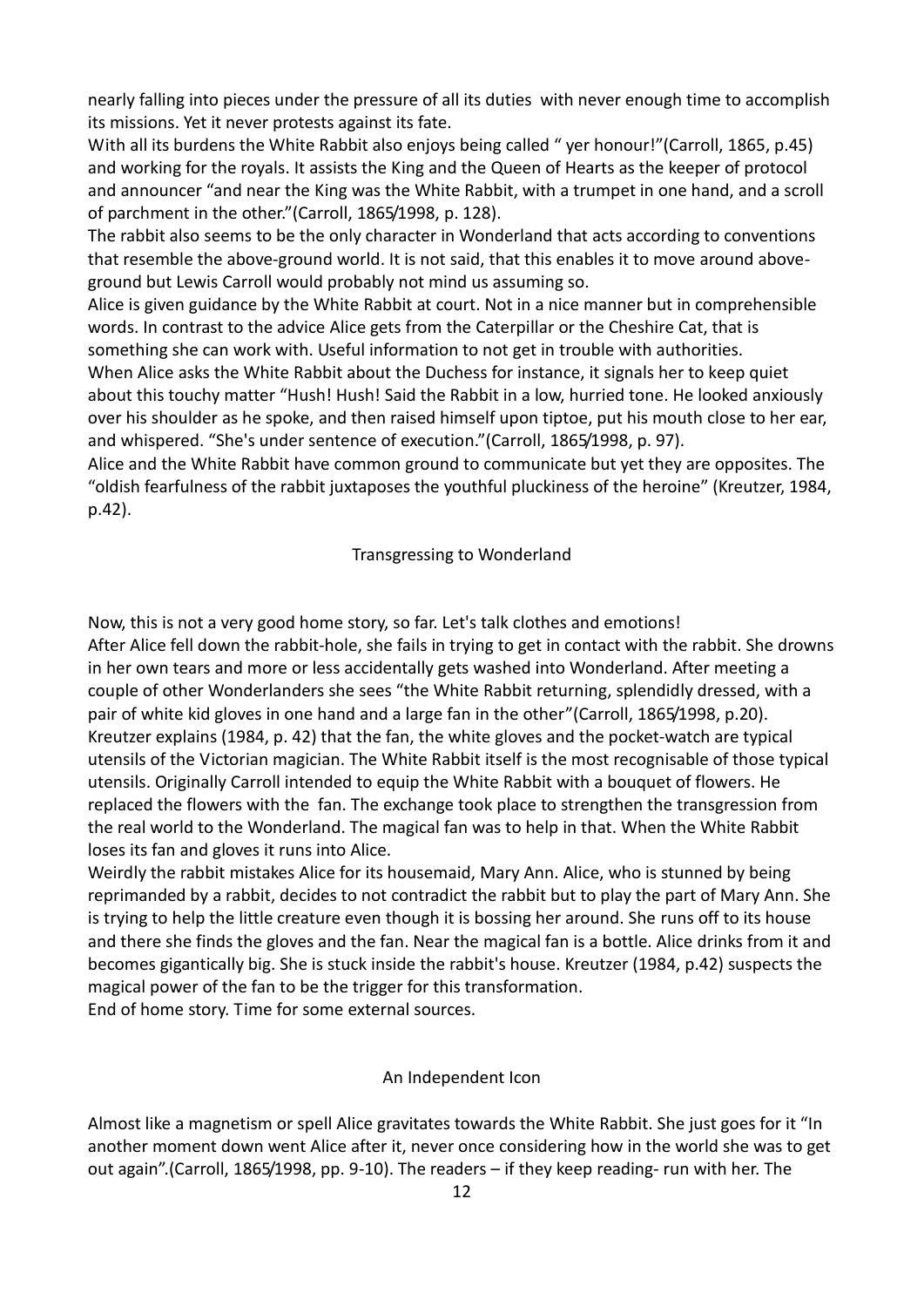nearly falling into pieces under the pressure of all its duties with never enough time to accomplish its missions. Yet it never protests against its fate.

With all its burdens the White Rabbit also enjoys being called " yer honour!"(Carroll, 1865, p.45) and working for the royals. It assists the King and the Queen of Hearts as the keeper of protocol and announcer "and near the King was the White Rabbit, with a trumpet in one hand, and a scroll of parchment in the other."(Carroll, 1865/1998, p. 128).

The rabbit also seems to be the only character in Wonderland that acts according to conventions that resemble the above-ground world. It is not said, that this enables it to move around above-ground but Lewis Carroll would probably not mind us assuming so.

Alice is given guidance by the White Rabbit at court. Not in a nice manner but in comprehensible words. In contrast to the advice Alice gets from the Caterpillar or the Cheshire Cat, that is something she can work with. Useful information to not get in trouble with authorities.

When Alice asks the White Rabbit about the Duchess for instance, it signals her to keep quiet about this touchy matter "Hush! Hush! Said the Rabbit in a low, hurried tone. He looked anxiously over his shoulder as he spoke, and then raised himself upon tiptoe, put his mouth close to her ear, and whispered. "She's under sentence of execution."(Carroll, 1865/1998, p. 97).

Alice and the White Rabbit have common ground to communicate but yet they are opposites. The "oldish fearfulness of the rabbit juxtaposes the youthful pluckiness of the heroine" (Kreutzer, 1984, p.42).

## Transgressing to Wonderland

Now, this is not a very good home story, so far. Let's talk clothes and emotions!

After Alice fell down the rabbit-hole, she fails in trying to get in contact with the rabbit. She drowns in her own tears and more or less accidentally gets washed into Wonderland. After meeting a couple of other Wonderlanders she sees "the White Rabbit returning, splendidly dressed, with a pair of white kid gloves in one hand and a large fan in the other"(Carroll, 1865/1998, p.20). Kreutzer explains (1984, p. 42) that the fan, the white gloves and the pocket-watch are typical utensils of the Victorian magician. The White Rabbit itself is the most recognisable of those typical utensils. Originally Carroll intended to equip the White Rabbit with a bouquet of flowers. He replaced the flowers with the fan. The exchange took place to strengthen the transgression from the real world to the Wonderland. The magical fan was to help in that. When the White Rabbit loses its fan and gloves it runs into Alice.

Weirdly the rabbit mistakes Alice for its housemaid, Mary Ann. Alice, who is stunned by being reprimanded by a rabbit, decides to not contradict the rabbit but to play the part of Mary Ann. She is trying to help the little creature even though it is bossing her around. She runs off to its house and there she finds the gloves and the fan. Near the magical fan is a bottle. Alice drinks from it and becomes gigantically big. She is stuck inside the rabbit's house. Kreutzer (1984, p.42) suspects the magical power of the fan to be the trigger for this transformation.

End of home story. Time for some external sources.

## An Independent Icon

Almost like a magnetism or spell Alice gravitates towards the White Rabbit. She just goes for it "In another moment down went Alice after it, never once considering how in the world she was to get out again".(Carroll, 1865/1998, pp. 9-10). The readers – if they keep reading- run with her. The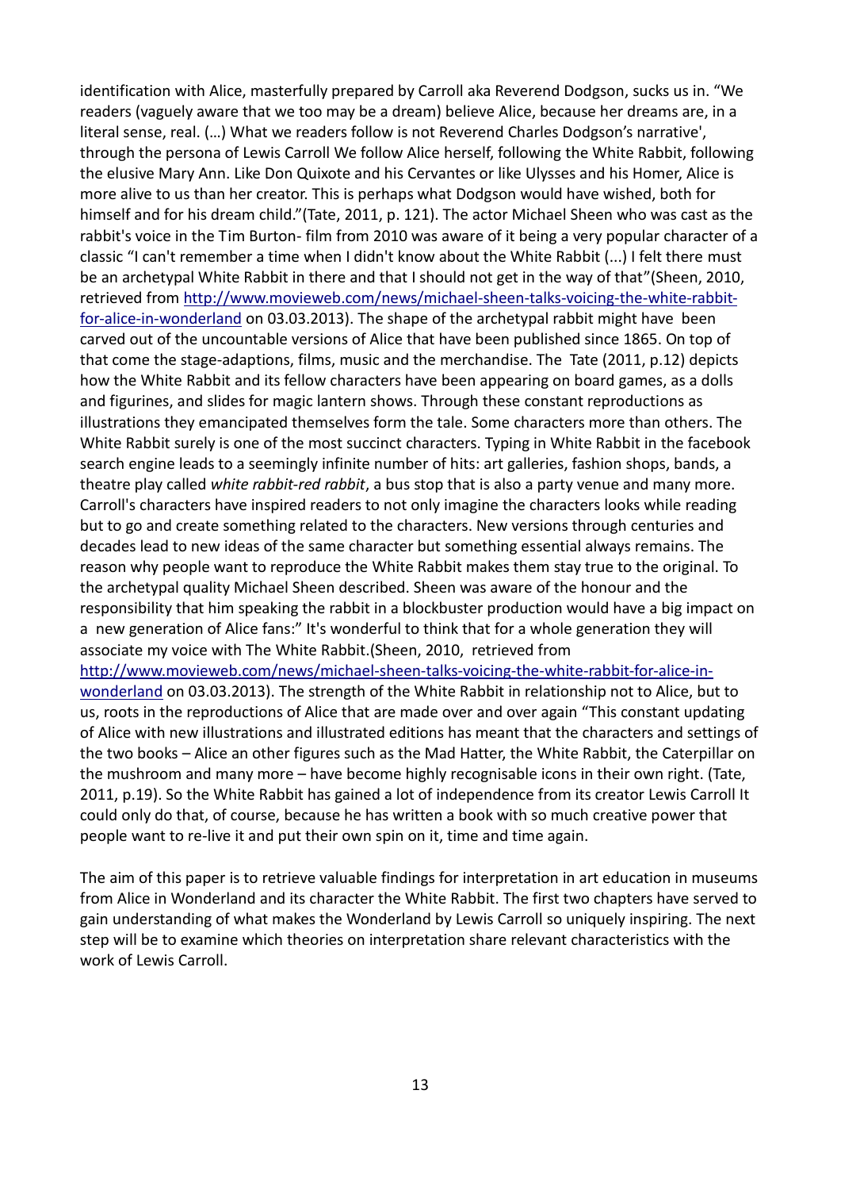identification with Alice, masterfully prepared by Carroll aka Reverend Dodgson, sucks us in. "We readers (vaguely aware that we too may be a dream) believe Alice, because her dreams are, in a literal sense, real. (…) What we readers follow is not Reverend Charles Dodgson's narrative', through the persona of Lewis Carroll We follow Alice herself, following the White Rabbit, following the elusive Mary Ann. Like Don Quixote and his Cervantes or like Ulysses and his Homer, Alice is more alive to us than her creator. This is perhaps what Dodgson would have wished, both for himself and for his dream child."(Tate, 2011, p. 121). The actor Michael Sheen who was cast as the rabbit's voice in the Tim Burton- film from 2010 was aware of it being a very popular character of a classic "I can't remember a time when I didn't know about the White Rabbit (...) I felt there must be an archetypal White Rabbit in there and that I should not get in the way of that"(Sheen, 2010, retrieved from [http://www.movieweb.com/news/michael-sheen-talks-voicing-the-white-rabbit-for-alice-in-wonderland](http://www.movieweb.com/news/michael-sheen-talks-voicing-the-white-rabbit-for-alice-in-wonderland) on 03.03.2013). The shape of the archetypal rabbit might have been carved out of the uncountable versions of Alice that have been published since 1865. On top of that come the stage-adaptions, films, music and the merchandise. The Tate (2011, p.12) depicts how the White Rabbit and its fellow characters have been appearing on board games, as a dolls and figurines, and slides for magic lantern shows. Through these constant reproductions as illustrations they emancipated themselves form the tale. Some characters more than others. The White Rabbit surely is one of the most succinct characters. Typing in White Rabbit in the facebook search engine leads to a seemingly infinite number of hits: art galleries, fashion shops, bands, a theatre play called *white rabbit-red rabbit*, a bus stop that is also a party venue and many more. Carroll's characters have inspired readers to not only imagine the characters looks while reading but to go and create something related to the characters. New versions through centuries and decades lead to new ideas of the same character but something essential always remains. The reason why people want to reproduce the White Rabbit makes them stay true to the original. To the archetypal quality Michael Sheen described. Sheen was aware of the honour and the responsibility that him speaking the rabbit in a blockbuster production would have a big impact on a new generation of Alice fans:" It's wonderful to think that for a whole generation they will associate my voice with The White Rabbit.(Sheen, 2010, retrieved from [http://www.movieweb.com/news/michael-sheen-talks-voicing-the-white-rabbit-for-alice-in-wonderland](http://www.movieweb.com/news/michael-sheen-talks-voicing-the-white-rabbit-for-alice-in-wonderland) on 03.03.2013). The strength of the White Rabbit in relationship not to Alice, but to us, roots in the reproductions of Alice that are made over and over again "This constant updating of Alice with new illustrations and illustrated editions has meant that the characters and settings of the two books – Alice an other figures such as the Mad Hatter, the White Rabbit, the Caterpillar on the mushroom and many more – have become highly recognisable icons in their own right. (Tate, 2011, p.19). So the White Rabbit has gained a lot of independence from its creator Lewis Carroll It could only do that, of course, because he has written a book with so much creative power that people want to re-live it and put their own spin on it, time and time again.

The aim of this paper is to retrieve valuable findings for interpretation in art education in museums from Alice in Wonderland and its character the White Rabbit. The first two chapters have served to gain understanding of what makes the Wonderland by Lewis Carroll so uniquely inspiring. The next step will be to examine which theories on interpretation share relevant characteristics with the work of Lewis Carroll.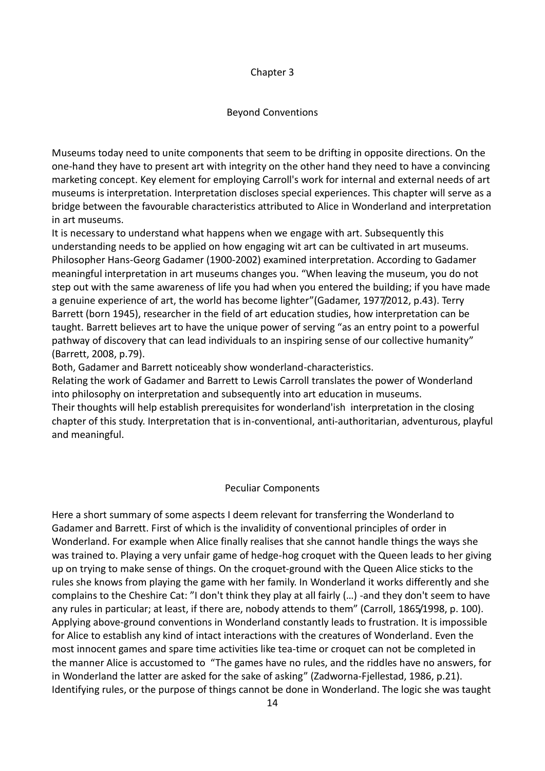# Chapter 3

## Beyond Conventions

Museums today need to unite components that seem to be drifting in opposite directions. On the one-hand they have to present art with integrity on the other hand they need to have a convincing marketing concept. Key element for employing Carroll's work for internal and external needs of art museums is interpretation. Interpretation discloses special experiences. This chapter will serve as a bridge between the favourable characteristics attributed to Alice in Wonderland and interpretation in art museums.

It is necessary to understand what happens when we engage with art. Subsequently this understanding needs to be applied on how engaging wit art can be cultivated in art museums. Philosopher Hans-Georg Gadamer (1900-2002) examined interpretation. According to Gadamer meaningful interpretation in art museums changes you. "When leaving the museum, you do not step out with the same awareness of life you had when you entered the building; if you have made a genuine experience of art, the world has become lighter"(Gadamer, 1977/2012, p.43). Terry Barrett (born 1945), researcher in the field of art education studies, how interpretation can be taught. Barrett believes art to have the unique power of serving "as an entry point to a powerful pathway of discovery that can lead individuals to an inspiring sense of our collective humanity" (Barrett, 2008, p.79).

Both, Gadamer and Barrett noticeably show wonderland-characteristics.

Relating the work of Gadamer and Barrett to Lewis Carroll translates the power of Wonderland into philosophy on interpretation and subsequently into art education in museums.

Their thoughts will help establish prerequisites for wonderland'ish interpretation in the closing chapter of this study. Interpretation that is in-conventional, anti-authoritarian, adventurous, playful and meaningful.

### Peculiar Components

Here a short summary of some aspects I deem relevant for transferring the Wonderland to Gadamer and Barrett. First of which is the invalidity of conventional principles of order in Wonderland. For example when Alice finally realises that she cannot handle things the ways she was trained to. Playing a very unfair game of hedge-hog croquet with the Queen leads to her giving up on trying to make sense of things. On the croquet-ground with the Queen Alice sticks to the rules she knows from playing the game with her family. In Wonderland it works differently and she complains to the Cheshire Cat: "I don't think they play at all fairly (...) -and they don't seem to have any rules in particular; at least, if there are, nobody attends to them" (Carroll, 1865/1998, p. 100). Applying above-ground conventions in Wonderland constantly leads to frustration. It is impossible for Alice to establish any kind of intact interactions with the creatures of Wonderland. Even the most innocent games and spare time activities like tea-time or croquet can not be completed in the manner Alice is accustomed to "The games have no rules, and the riddles have no answers, for in Wonderland the latter are asked for the sake of asking" (Zadworna-Fjellestad, 1986, p.21). Identifying rules, or the purpose of things cannot be done in Wonderland. The logic she was taught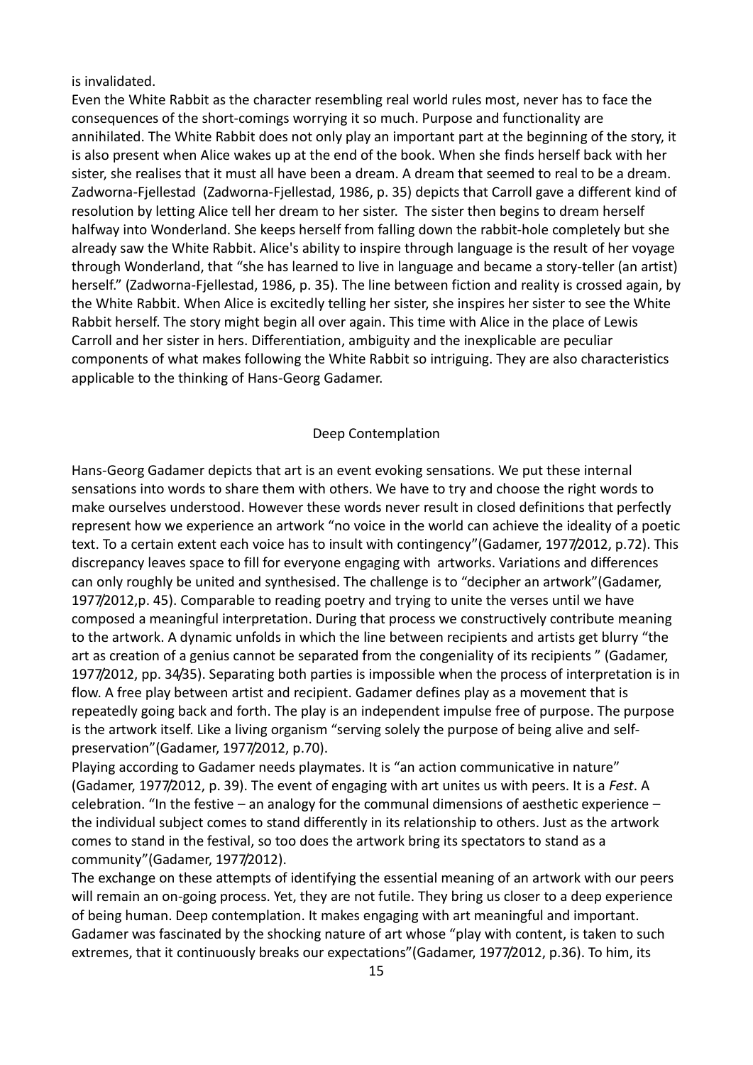is invalidated.

Even the White Rabbit as the character resembling real world rules most, never has to face the consequences of the short-comings worrying it so much. Purpose and functionality are annihilated. The White Rabbit does not only play an important part at the beginning of the story, it is also present when Alice wakes up at the end of the book. When she finds herself back with her sister, she realises that it must all have been a dream. A dream that seemed to real to be a dream. Zadworna-Fjellestad (Zadworna-Fjellestad, 1986, p. 35) depicts that Carroll gave a different kind of resolution by letting Alice tell her dream to her sister. The sister then begins to dream herself halfway into Wonderland. She keeps herself from falling down the rabbit-hole completely but she already saw the White Rabbit. Alice's ability to inspire through language is the result of her voyage through Wonderland, that "she has learned to live in language and became a story-teller (an artist) herself." (Zadworna-Fjellestad, 1986, p. 35). The line between fiction and reality is crossed again, by the White Rabbit. When Alice is excitedly telling her sister, she inspires her sister to see the White Rabbit herself. The story might begin all over again. This time with Alice in the place of Lewis Carroll and her sister in hers. Differentiation, ambiguity and the inexplicable are peculiar components of what makes following the White Rabbit so intriguing. They are also characteristics applicable to the thinking of Hans-Georg Gadamer.

## Deep Contemplation

Hans-Georg Gadamer depicts that art is an event evoking sensations. We put these internal sensations into words to share them with others. We have to try and choose the right words to make ourselves understood. However these words never result in closed definitions that perfectly represent how we experience an artwork "no voice in the world can achieve the ideality of a poetic text. To a certain extent each voice has to insult with contingency"(Gadamer, 1977/2012, p.72). This discrepancy leaves space to fill for everyone engaging with artworks. Variations and differences can only roughly be united and synthesised. The challenge is to "decipher an artwork"(Gadamer, 1977/2012,p. 45). Comparable to reading poetry and trying to unite the verses until we have composed a meaningful interpretation. During that process we constructively contribute meaning to the artwork. A dynamic unfolds in which the line between recipients and artists get blurry "the art as creation of a genius cannot be separated from the congeniality of its recipients " (Gadamer, 1977/2012, pp. 34/35). Separating both parties is impossible when the process of interpretation is in flow. A free play between artist and recipient. Gadamer defines play as a movement that is repeatedly going back and forth. The play is an independent impulse free of purpose. The purpose is the artwork itself. Like a living organism "serving solely the purpose of being alive and self-preservation"(Gadamer, 1977/2012, p.70).

Playing according to Gadamer needs playmates. It is "an action communicative in nature" (Gadamer, 1977/2012, p. 39). The event of engaging with art unites us with peers. It is a *Fest*. A celebration. "In the festive – an analogy for the communal dimensions of aesthetic experience – the individual subject comes to stand differently in its relationship to others. Just as the artwork comes to stand in the festival, so too does the artwork bring its spectators to stand as a community"(Gadamer, 1977/2012).

The exchange on these attempts of identifying the essential meaning of an artwork with our peers will remain an on-going process. Yet, they are not futile. They bring us closer to a deep experience of being human. Deep contemplation. It makes engaging with art meaningful and important. Gadamer was fascinated by the shocking nature of art whose "play with content, is taken to such extremes, that it continuously breaks our expectations"(Gadamer, 1977/2012, p.36). To him, its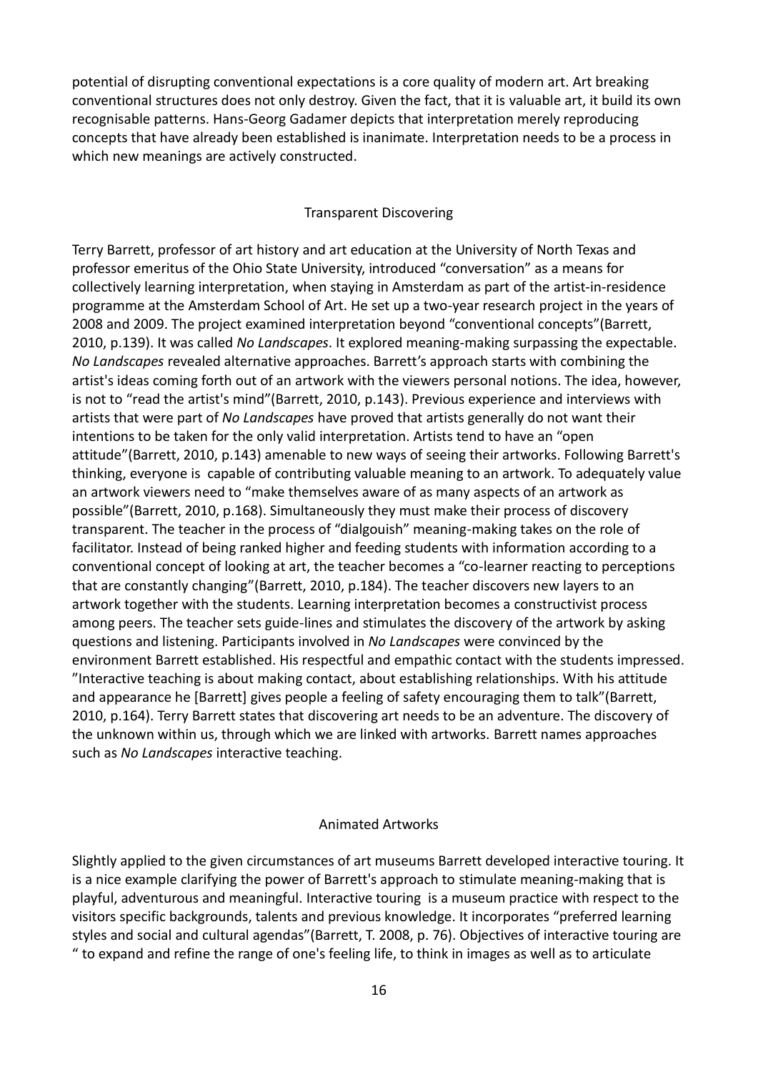potential of disrupting conventional expectations is a core quality of modern art. Art breaking conventional structures does not only destroy. Given the fact, that it is valuable art, it build its own recognisable patterns. Hans-Georg Gadamer depicts that interpretation merely reproducing concepts that have already been established is inanimate. Interpretation needs to be a process in which new meanings are actively constructed.

## Transparent Discovering

Terry Barrett, professor of art history and art education at the University of North Texas and professor emeritus of the Ohio State University, introduced "conversation" as a means for collectively learning interpretation, when staying in Amsterdam as part of the artist-in-residence programme at the Amsterdam School of Art. He set up a two-year research project in the years of 2008 and 2009. The project examined interpretation beyond "conventional concepts"(Barrett, 2010, p.139). It was called *No Landscapes*. It explored meaning-making surpassing the expectable. *No Landscapes* revealed alternative approaches. Barrett's approach starts with combining the artist's ideas coming forth out of an artwork with the viewers personal notions. The idea, however, is not to "read the artist's mind"(Barrett, 2010, p.143). Previous experience and interviews with artists that were part of *No Landscapes* have proved that artists generally do not want their intentions to be taken for the only valid interpretation. Artists tend to have an "open attitude"(Barrett, 2010, p.143) amenable to new ways of seeing their artworks. Following Barrett's thinking, everyone is capable of contributing valuable meaning to an artwork. To adequately value an artwork viewers need to "make themselves aware of as many aspects of an artwork as possible"(Barrett, 2010, p.168). Simultaneously they must make their process of discovery transparent. The teacher in the process of "dialgouish" meaning-making takes on the role of facilitator. Instead of being ranked higher and feeding students with information according to a conventional concept of looking at art, the teacher becomes a "co-learner reacting to perceptions that are constantly changing"(Barrett, 2010, p.184). The teacher discovers new layers to an artwork together with the students. Learning interpretation becomes a constructivist process among peers. The teacher sets guide-lines and stimulates the discovery of the artwork by asking questions and listening. Participants involved in *No Landscapes* were convinced by the environment Barrett established. His respectful and empathic contact with the students impressed. "Interactive teaching is about making contact, about establishing relationships. With his attitude and appearance he [Barrett] gives people a feeling of safety encouraging them to talk"(Barrett, 2010, p.164). Terry Barrett states that discovering art needs to be an adventure. The discovery of the unknown within us, through which we are linked with artworks. Barrett names approaches such as *No Landscapes* interactive teaching.

## Animated Artworks

Slightly applied to the given circumstances of art museums Barrett developed interactive touring. It is a nice example clarifying the power of Barrett's approach to stimulate meaning-making that is playful, adventurous and meaningful. Interactive touring is a museum practice with respect to the visitors specific backgrounds, talents and previous knowledge. It incorporates "preferred learning styles and social and cultural agendas"(Barrett, T. 2008, p. 76). Objectives of interactive touring are " to expand and refine the range of one's feeling life, to think in images as well as to articulate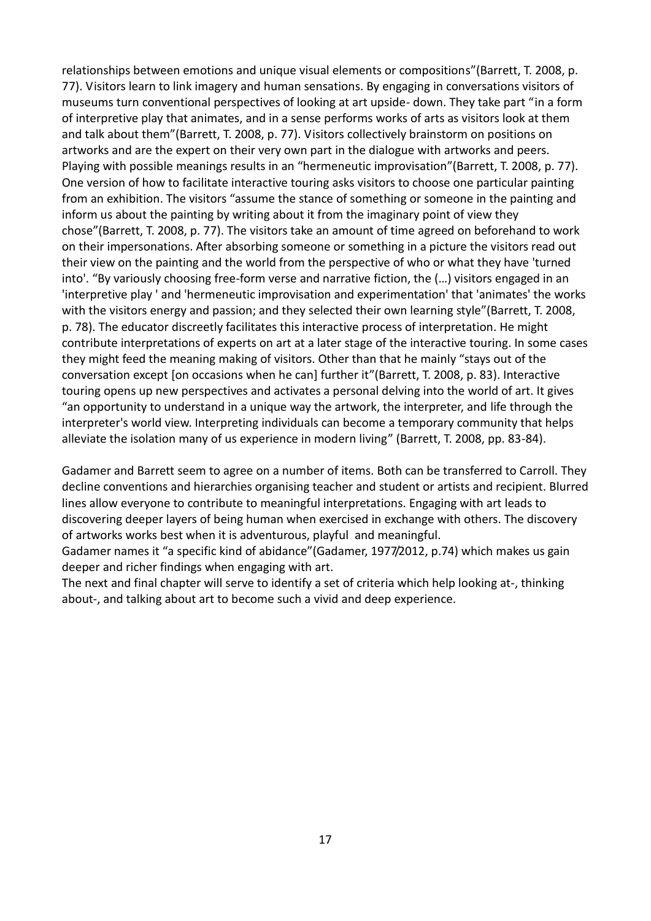relationships between emotions and unique visual elements or compositions"(Barrett, T. 2008, p. 77). Visitors learn to link imagery and human sensations. By engaging in conversations visitors of museums turn conventional perspectives of looking at art upside- down. They take part "in a form of interpretive play that animates, and in a sense performs works of arts as visitors look at them and talk about them"(Barrett, T. 2008, p. 77). Visitors collectively brainstorm on positions on artworks and are the expert on their very own part in the dialogue with artworks and peers. Playing with possible meanings results in an "hermeneutic improvisation"(Barrett, T. 2008, p. 77). One version of how to facilitate interactive touring asks visitors to choose one particular painting from an exhibition. The visitors "assume the stance of something or someone in the painting and inform us about the painting by writing about it from the imaginary point of view they chose"(Barrett, T. 2008, p. 77). The visitors take an amount of time agreed on beforehand to work on their impersonations. After absorbing someone or something in a picture the visitors read out their view on the painting and the world from the perspective of who or what they have 'turned into'. "By variously choosing free-form verse and narrative fiction, the (…) visitors engaged in an 'interpretive play ' and 'hermeneutic improvisation and experimentation' that 'animates' the works with the visitors energy and passion; and they selected their own learning style"(Barrett, T. 2008, p. 78). The educator discreetly facilitates this interactive process of interpretation. He might contribute interpretations of experts on art at a later stage of the interactive touring. In some cases they might feed the meaning making of visitors. Other than that he mainly "stays out of the conversation except [on occasions when he can] further it"(Barrett, T. 2008, p. 83). Interactive touring opens up new perspectives and activates a personal delving into the world of art. It gives "an opportunity to understand in a unique way the artwork, the interpreter, and life through the interpreter's world view. Interpreting individuals can become a temporary community that helps alleviate the isolation many of us experience in modern living" (Barrett, T. 2008, pp. 83-84).

Gadamer and Barrett seem to agree on a number of items. Both can be transferred to Carroll. They decline conventions and hierarchies organising teacher and student or artists and recipient. Blurred lines allow everyone to contribute to meaningful interpretations. Engaging with art leads to discovering deeper layers of being human when exercised in exchange with others. The discovery of artworks works best when it is adventurous, playful and meaningful.
Gadamer names it "a specific kind of abidance"(Gadamer, 1977/2012, p.74) which makes us gain deeper and richer findings when engaging with art.
The next and final chapter will serve to identify a set of criteria which help looking at-, thinking about-, and talking about art to become such a vivid and deep experience.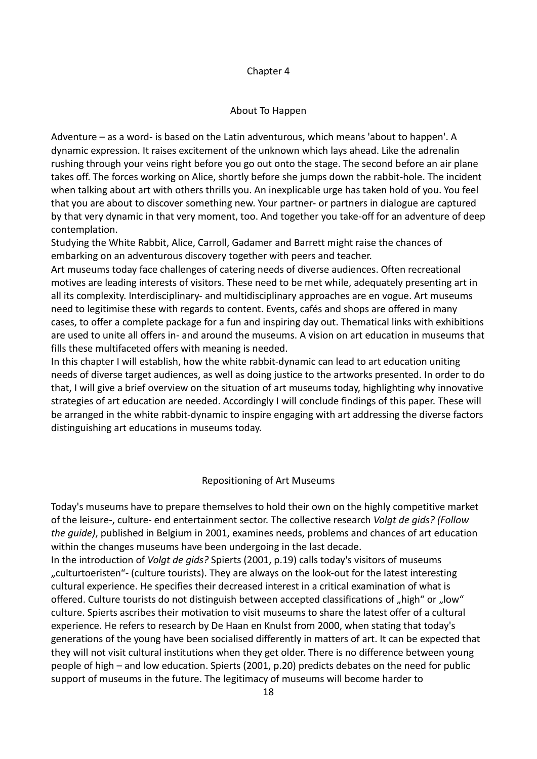## Chapter 4

## About To Happen

Adventure – as a word- is based on the Latin adventurous, which means 'about to happen'. A dynamic expression. It raises excitement of the unknown which lays ahead. Like the adrenalin rushing through your veins right before you go out onto the stage. The second before an air plane takes off. The forces working on Alice, shortly before she jumps down the rabbit-hole. The incident when talking about art with others thrills you. An inexplicable urge has taken hold of you. You feel that you are about to discover something new. Your partner- or partners in dialogue are captured by that very dynamic in that very moment, too. And together you take-off for an adventure of deep contemplation.

Studying the White Rabbit, Alice, Carroll, Gadamer and Barrett might raise the chances of embarking on an adventurous discovery together with peers and teacher.

Art museums today face challenges of catering needs of diverse audiences. Often recreational motives are leading interests of visitors. These need to be met while, adequately presenting art in all its complexity. Interdisciplinary- and multidisciplinary approaches are en vogue. Art museums need to legitimise these with regards to content. Events, cafés and shops are offered in many cases, to offer a complete package for a fun and inspiring day out. Thematical links with exhibitions are used to unite all offers in- and around the museums. A vision on art education in museums that fills these multifaceted offers with meaning is needed.

In this chapter I will establish, how the white rabbit-dynamic can lead to art education uniting needs of diverse target audiences, as well as doing justice to the artworks presented. In order to do that, I will give a brief overview on the situation of art museums today, highlighting why innovative strategies of art education are needed. Accordingly I will conclude findings of this paper. These will be arranged in the white rabbit-dynamic to inspire engaging with art addressing the diverse factors distinguishing art educations in museums today.

### Repositioning of Art Museums

Today's museums have to prepare themselves to hold their own on the highly competitive market of the leisure-, culture- end entertainment sector. The collective research *Volgt de gids? (Follow the guide)*, published in Belgium in 2001, examines needs, problems and chances of art education within the changes museums have been undergoing in the last decade.

In the introduction of *Volgt de gids?* Spierts (2001, p.19) calls today's visitors of museums „culturtoeristen"- (culture tourists). They are always on the look-out for the latest interesting cultural experience. He specifies their decreased interest in a critical examination of what is offered. Culture tourists do not distinguish between accepted classifications of „high" or „low" culture. Spierts ascribes their motivation to visit museums to share the latest offer of a cultural experience. He refers to research by De Haan en Knulst from 2000, when stating that today's generations of the young have been socialised differently in matters of art. It can be expected that they will not visit cultural institutions when they get older. There is no difference between young people of high – and low education. Spierts (2001, p.20) predicts debates on the need for public support of museums in the future. The legitimacy of museums will become harder to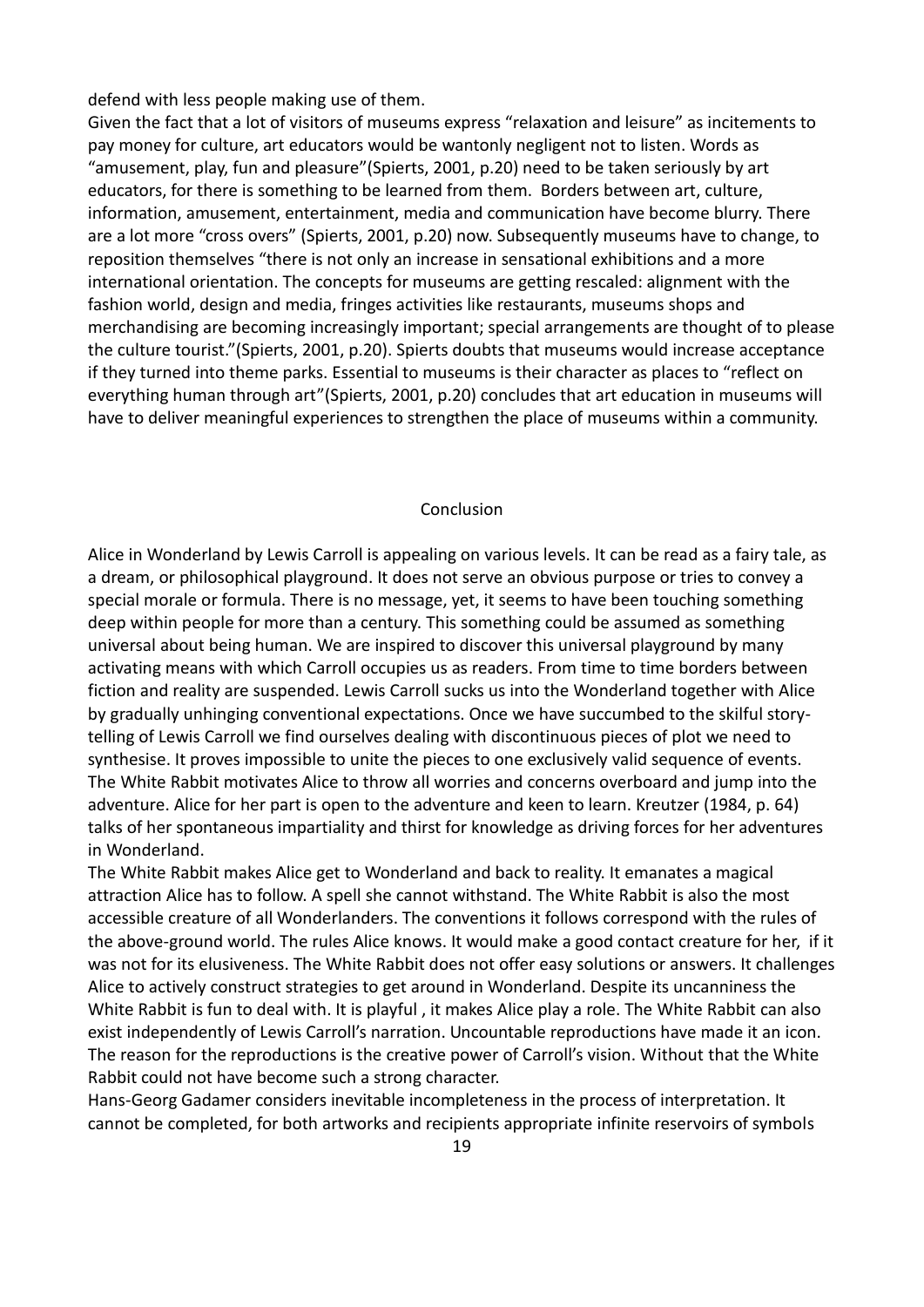defend with less people making use of them.
Given the fact that a lot of visitors of museums express "relaxation and leisure" as incitements to pay money for culture, art educators would be wantonly negligent not to listen. Words as "amusement, play, fun and pleasure"(Spierts, 2001, p.20) need to be taken seriously by art educators, for there is something to be learned from them. Borders between art, culture, information, amusement, entertainment, media and communication have become blurry. There are a lot more "cross overs" (Spierts, 2001, p.20) now. Subsequently museums have to change, to reposition themselves "there is not only an increase in sensational exhibitions and a more international orientation. The concepts for museums are getting rescaled: alignment with the fashion world, design and media, fringes activities like restaurants, museums shops and merchandising are becoming increasingly important; special arrangements are thought of to please the culture tourist."(Spierts, 2001, p.20). Spierts doubts that museums would increase acceptance if they turned into theme parks. Essential to museums is their character as places to "reflect on everything human through art"(Spierts, 2001, p.20) concludes that art education in museums will have to deliver meaningful experiences to strengthen the place of museums within a community.

## Conclusion

Alice in Wonderland by Lewis Carroll is appealing on various levels. It can be read as a fairy tale, as a dream, or philosophical playground. It does not serve an obvious purpose or tries to convey a special morale or formula. There is no message, yet, it seems to have been touching something deep within people for more than a century. This something could be assumed as something universal about being human. We are inspired to discover this universal playground by many activating means with which Carroll occupies us as readers. From time to time borders between fiction and reality are suspended. Lewis Carroll sucks us into the Wonderland together with Alice by gradually unhinging conventional expectations. Once we have succumbed to the skilful story-telling of Lewis Carroll we find ourselves dealing with discontinuous pieces of plot we need to synthesise. It proves impossible to unite the pieces to one exclusively valid sequence of events. The White Rabbit motivates Alice to throw all worries and concerns overboard and jump into the adventure. Alice for her part is open to the adventure and keen to learn. Kreutzer (1984, p. 64) talks of her spontaneous impartiality and thirst for knowledge as driving forces for her adventures in Wonderland.
The White Rabbit makes Alice get to Wonderland and back to reality. It emanates a magical attraction Alice has to follow. A spell she cannot withstand. The White Rabbit is also the most accessible creature of all Wonderlanders. The conventions it follows correspond with the rules of the above-ground world. The rules Alice knows. It would make a good contact creature for her, if it was not for its elusiveness. The White Rabbit does not offer easy solutions or answers. It challenges Alice to actively construct strategies to get around in Wonderland. Despite its uncanniness the White Rabbit is fun to deal with. It is playful , it makes Alice play a role. The White Rabbit can also exist independently of Lewis Carroll's narration. Uncountable reproductions have made it an icon. The reason for the reproductions is the creative power of Carroll's vision. Without that the White Rabbit could not have become such a strong character.
Hans-Georg Gadamer considers inevitable incompleteness in the process of interpretation. It cannot be completed, for both artworks and recipients appropriate infinite reservoirs of symbols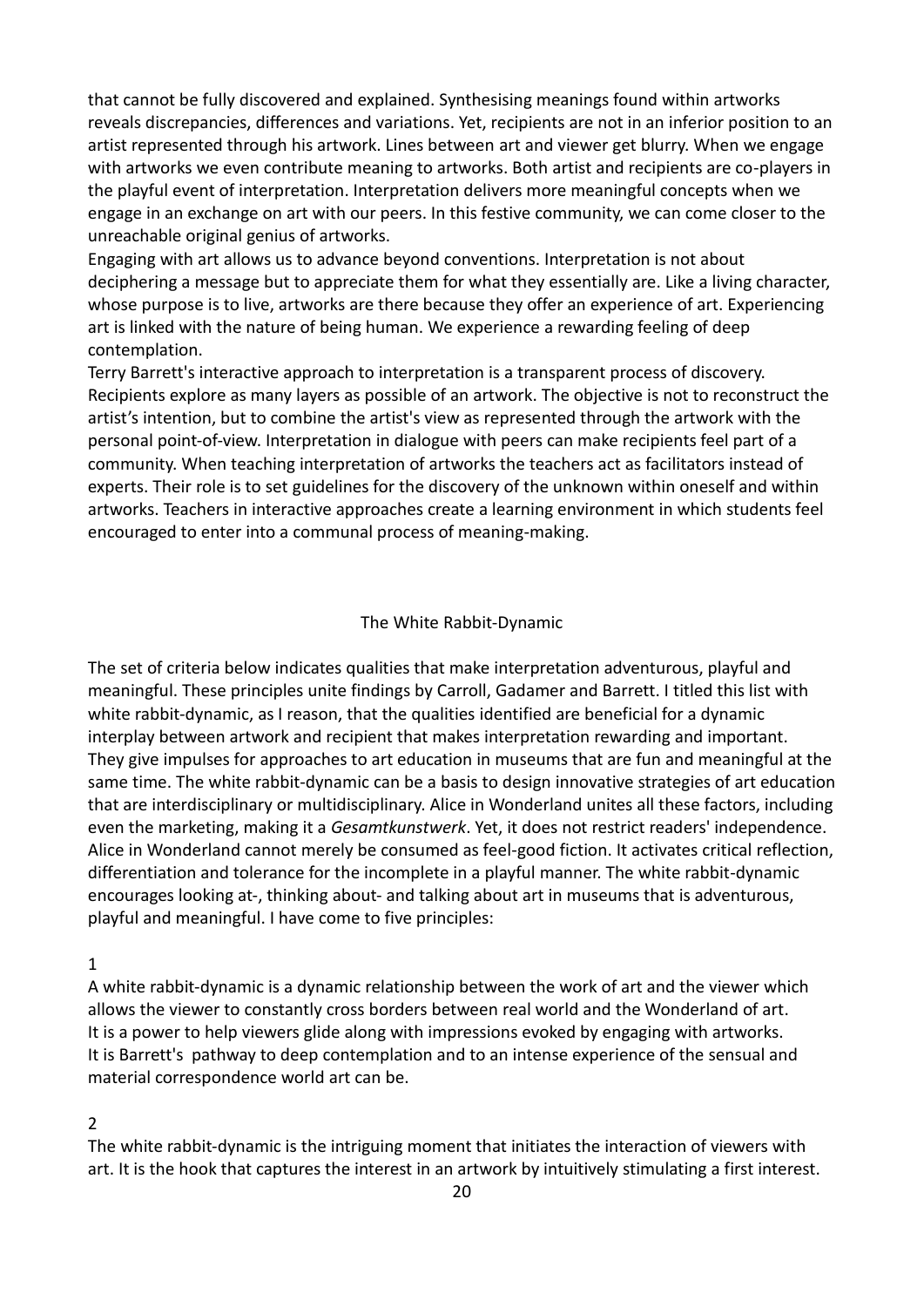that cannot be fully discovered and explained. Synthesising meanings found within artworks reveals discrepancies, differences and variations. Yet, recipients are not in an inferior position to an artist represented through his artwork. Lines between art and viewer get blurry. When we engage with artworks we even contribute meaning to artworks. Both artist and recipients are co-players in the playful event of interpretation. Interpretation delivers more meaningful concepts when we engage in an exchange on art with our peers. In this festive community, we can come closer to the unreachable original genius of artworks.
Engaging with art allows us to advance beyond conventions. Interpretation is not about deciphering a message but to appreciate them for what they essentially are. Like a living character, whose purpose is to live, artworks are there because they offer an experience of art. Experiencing art is linked with the nature of being human. We experience a rewarding feeling of deep contemplation.
Terry Barrett's interactive approach to interpretation is a transparent process of discovery. Recipients explore as many layers as possible of an artwork. The objective is not to reconstruct the artist's intention, but to combine the artist's view as represented through the artwork with the personal point-of-view. Interpretation in dialogue with peers can make recipients feel part of a community. When teaching interpretation of artworks the teachers act as facilitators instead of experts. Their role is to set guidelines for the discovery of the unknown within oneself and within artworks. Teachers in interactive approaches create a learning environment in which students feel encouraged to enter into a communal process of meaning-making.

## The White Rabbit-Dynamic

The set of criteria below indicates qualities that make interpretation adventurous, playful and meaningful. These principles unite findings by Carroll, Gadamer and Barrett. I titled this list with white rabbit-dynamic, as I reason, that the qualities identified are beneficial for a dynamic interplay between artwork and recipient that makes interpretation rewarding and important. They give impulses for approaches to art education in museums that are fun and meaningful at the same time. The white rabbit-dynamic can be a basis to design innovative strategies of art education that are interdisciplinary or multidisciplinary. Alice in Wonderland unites all these factors, including even the marketing, making it a *Gesamtkunstwerk*. Yet, it does not restrict readers' independence. Alice in Wonderland cannot merely be consumed as feel-good fiction. It activates critical reflection, differentiation and tolerance for the incomplete in a playful manner. The white rabbit-dynamic encourages looking at-, thinking about- and talking about art in museums that is adventurous, playful and meaningful. I have come to five principles:

1

A white rabbit-dynamic is a dynamic relationship between the work of art and the viewer which allows the viewer to constantly cross borders between real world and the Wonderland of art. It is a power to help viewers glide along with impressions evoked by engaging with artworks. It is Barrett's pathway to deep contemplation and to an intense experience of the sensual and material correspondence world art can be.

2

The white rabbit-dynamic is the intriguing moment that initiates the interaction of viewers with art. It is the hook that captures the interest in an artwork by intuitively stimulating a first interest.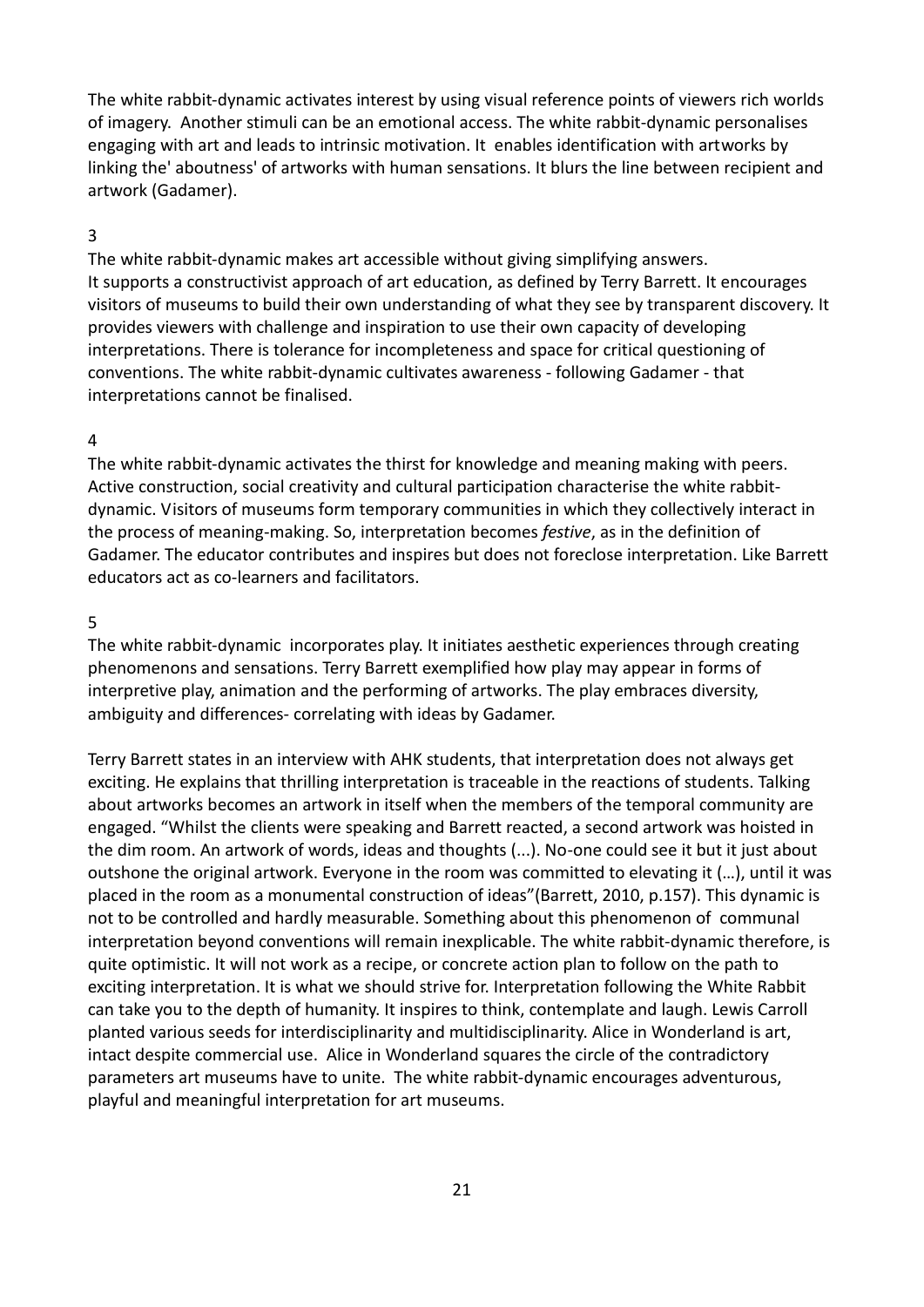The white rabbit-dynamic activates interest by using visual reference points of viewers rich worlds of imagery. Another stimuli can be an emotional access. The white rabbit-dynamic personalises engaging with art and leads to intrinsic motivation. It enables identification with artworks by linking the' aboutness' of artworks with human sensations. It blurs the line between recipient and artwork (Gadamer).

3

The white rabbit-dynamic makes art accessible without giving simplifying answers. It supports a constructivist approach of art education, as defined by Terry Barrett. It encourages visitors of museums to build their own understanding of what they see by transparent discovery. It provides viewers with challenge and inspiration to use their own capacity of developing interpretations. There is tolerance for incompleteness and space for critical questioning of conventions. The white rabbit-dynamic cultivates awareness - following Gadamer - that interpretations cannot be finalised.

4

The white rabbit-dynamic activates the thirst for knowledge and meaning making with peers. Active construction, social creativity and cultural participation characterise the white rabbit-dynamic. Visitors of museums form temporary communities in which they collectively interact in the process of meaning-making. So, interpretation becomes *festive*, as in the definition of Gadamer. The educator contributes and inspires but does not foreclose interpretation. Like Barrett educators act as co-learners and facilitators.

5

The white rabbit-dynamic incorporates play. It initiates aesthetic experiences through creating phenomenons and sensations. Terry Barrett exemplified how play may appear in forms of interpretive play, animation and the performing of artworks. The play embraces diversity, ambiguity and differences- correlating with ideas by Gadamer.

Terry Barrett states in an interview with AHK students, that interpretation does not always get exciting. He explains that thrilling interpretation is traceable in the reactions of students. Talking about artworks becomes an artwork in itself when the members of the temporal community are engaged. "Whilst the clients were speaking and Barrett reacted, a second artwork was hoisted in the dim room. An artwork of words, ideas and thoughts (...). No-one could see it but it just about outshone the original artwork. Everyone in the room was committed to elevating it (…), until it was placed in the room as a monumental construction of ideas"(Barrett, 2010, p.157). This dynamic is not to be controlled and hardly measurable. Something about this phenomenon of communal interpretation beyond conventions will remain inexplicable. The white rabbit-dynamic therefore, is quite optimistic. It will not work as a recipe, or concrete action plan to follow on the path to exciting interpretation. It is what we should strive for. Interpretation following the White Rabbit can take you to the depth of humanity. It inspires to think, contemplate and laugh. Lewis Carroll planted various seeds for interdisciplinarity and multidisciplinarity. Alice in Wonderland is art, intact despite commercial use. Alice in Wonderland squares the circle of the contradictory parameters art museums have to unite. The white rabbit-dynamic encourages adventurous, playful and meaningful interpretation for art museums.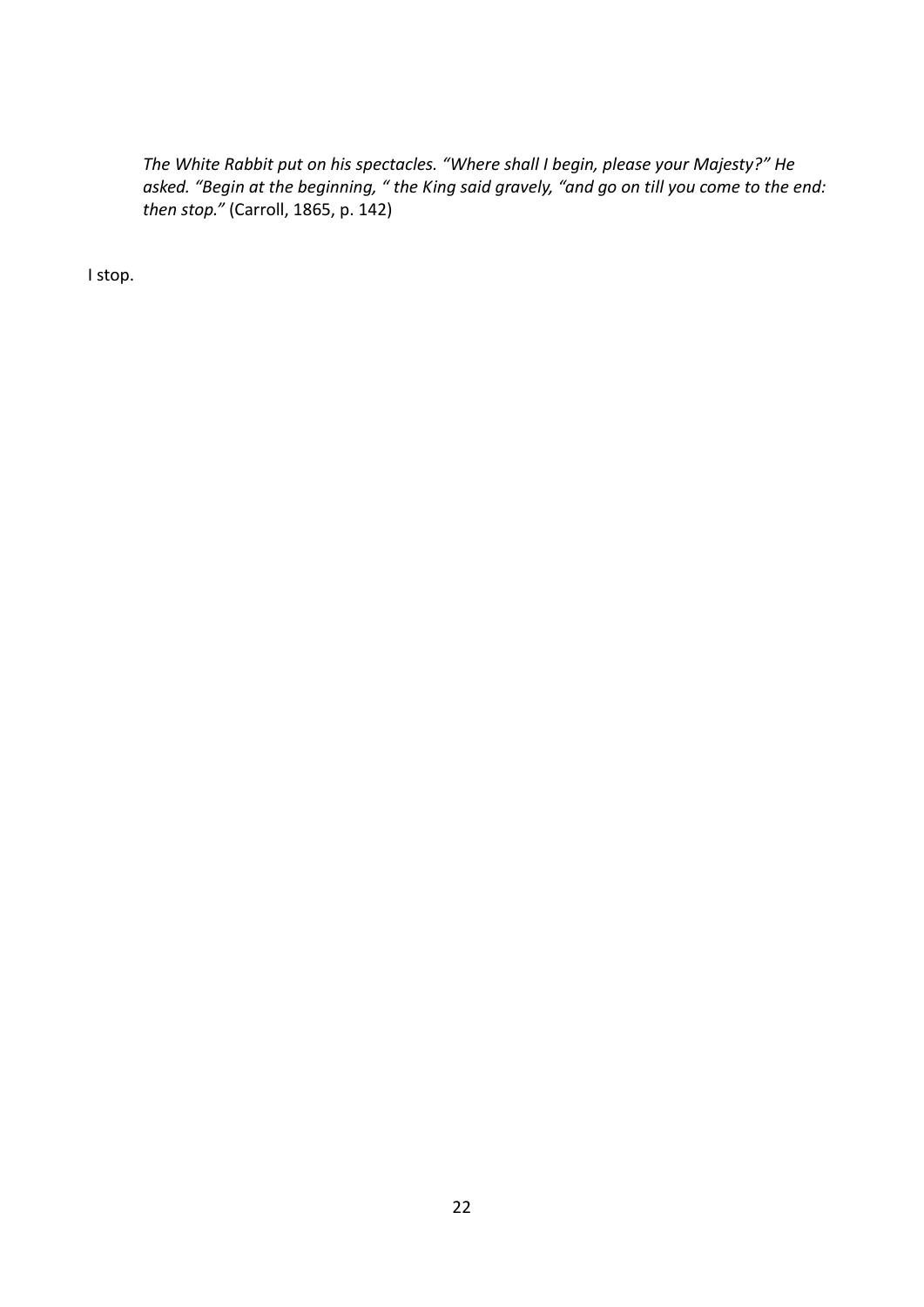> *The White Rabbit put on his spectacles. "Where shall I begin, please your Majesty?" He asked. "Begin at the beginning, " the King said gravely, "and go on till you come to the end: then stop."* (Carroll, 1865, p. 142)

I stop.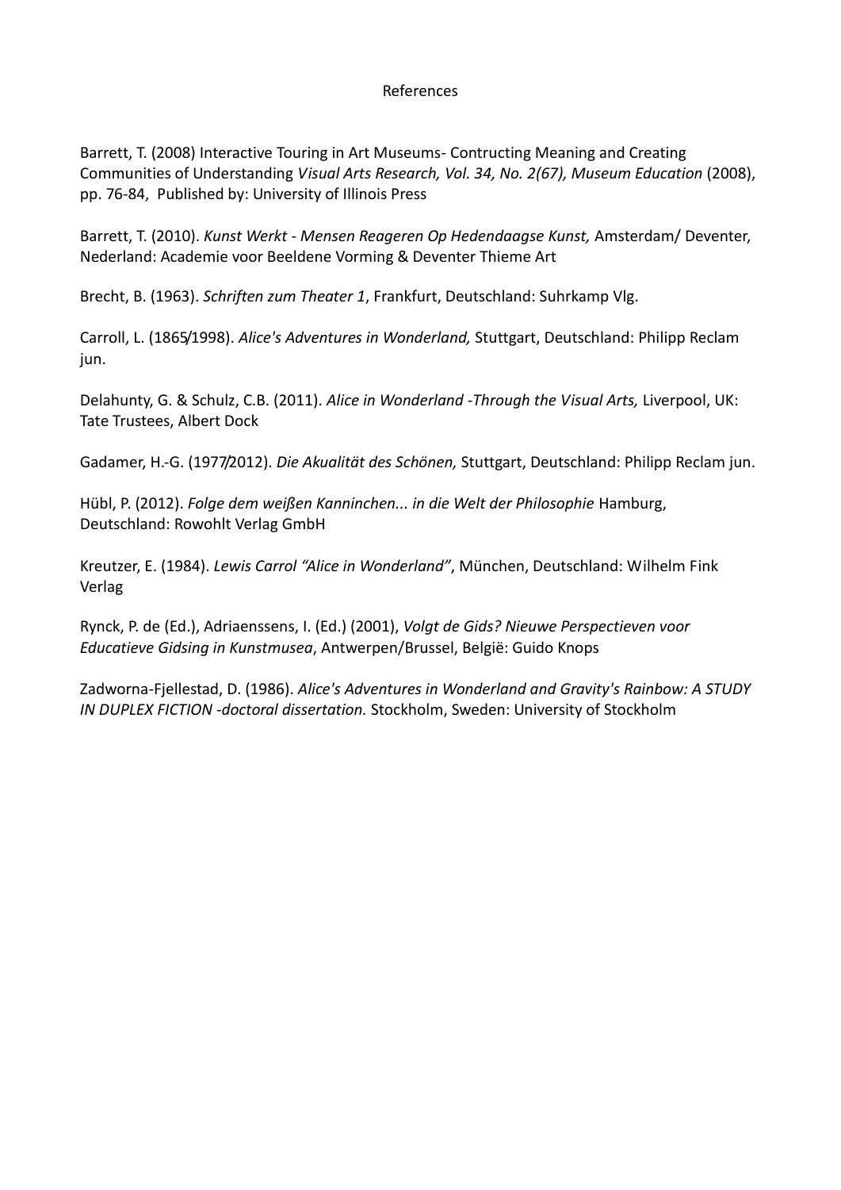# References

Barrett, T. (2008) Interactive Touring in Art Museums- Contructing Meaning and Creating Communities of Understanding *Visual Arts Research, Vol. 34, No. 2(67), Museum Education* (2008), pp. 76-84, Published by: University of Illinois Press

Barrett, T. (2010). *Kunst Werkt - Mensen Reageren Op Hedendaagse Kunst,* Amsterdam/ Deventer, Nederland: Academie voor Beeldene Vorming & Deventer Thieme Art

Brecht, B. (1963). *Schriften zum Theater 1*, Frankfurt, Deutschland: Suhrkamp Vlg.

Carroll, L. (1865/1998). *Alice's Adventures in Wonderland,* Stuttgart, Deutschland: Philipp Reclam jun.

Delahunty, G. & Schulz, C.B. (2011). *Alice in Wonderland -Through the Visual Arts,* Liverpool, UK: Tate Trustees, Albert Dock

Gadamer, H.-G. (1977/2012). *Die Akualität des Schönen,* Stuttgart, Deutschland: Philipp Reclam jun.

Hübl, P. (2012). *Folge dem weißen Kanninchen... in die Welt der Philosophie* Hamburg, Deutschland: Rowohlt Verlag GmbH

Kreutzer, E. (1984). *Lewis Carrol "Alice in Wonderland"*, München, Deutschland: Wilhelm Fink Verlag

Rynck, P. de (Ed.), Adriaenssens, I. (Ed.) (2001), *Volgt de Gids? Nieuwe Perspectieven voor Educatieve Gidsing in Kunstmusea*, Antwerpen/Brussel, België: Guido Knops

Zadworna-Fjellestad, D. (1986). *Alice's Adventures in Wonderland and Gravity's Rainbow: A STUDY IN DUPLEX FICTION -doctoral dissertation.* Stockholm, Sweden: University of Stockholm